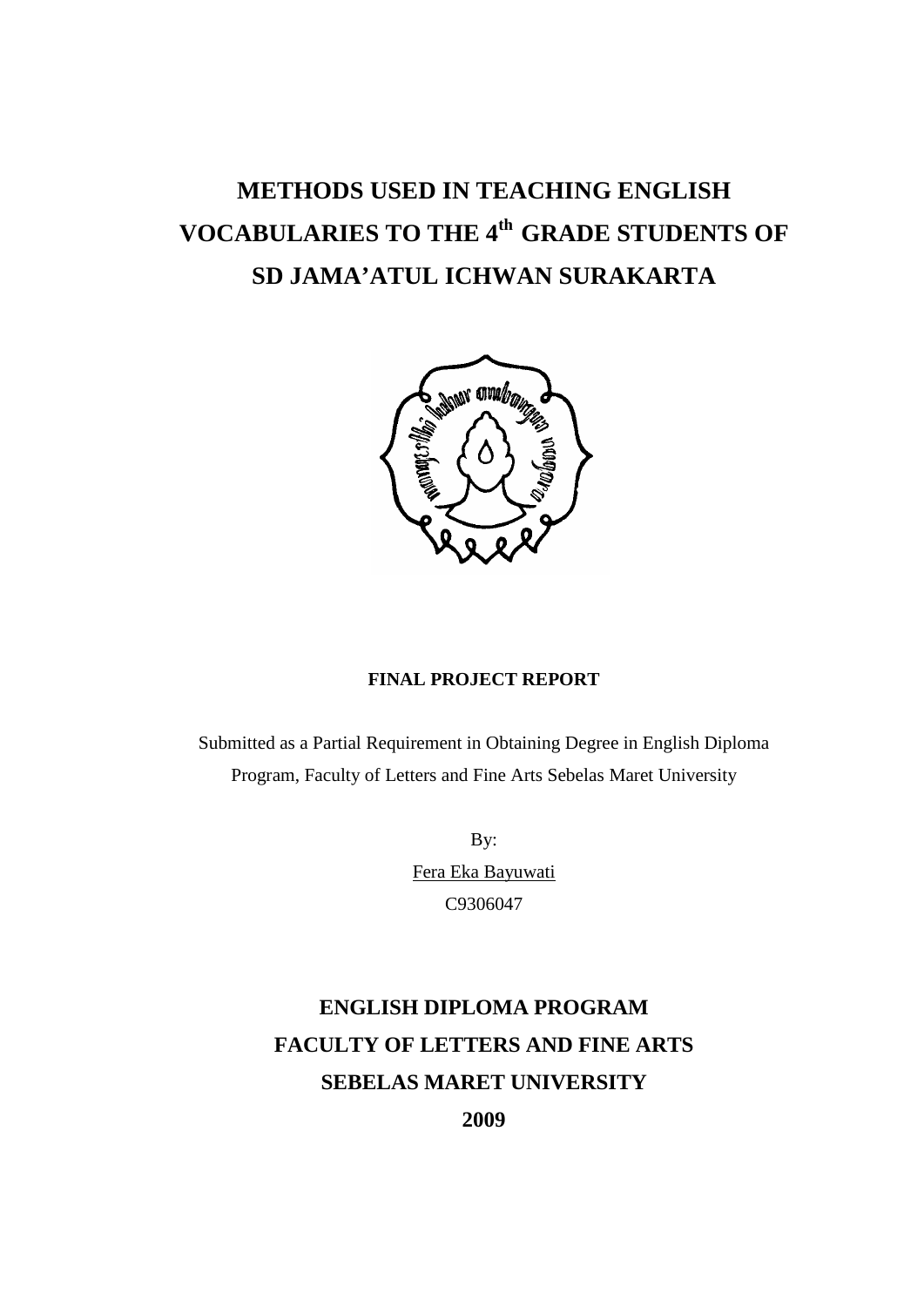# METHODS USED IN TEACHING ENGLISH VOCABULARIES TO THE 4th GRADE STUDENTS OF SD JAMA'ATUL ICHWAN SURAKARTA

**FINAL PROJECT REPORT**

Submitted as a Partial Requirement in Obtaining Degree in English Diploma Program, Faculty of Letters and Fine Arts Sebelas Maret University

By:

Fera Eka Bayuwati

C9306047

**ENGLISH DIPLOMA PROGRAM**

**FACULTY OF LETTERS AND FINE ARTS**

**SEBELAS MARET UNIVERSITY**

**2009**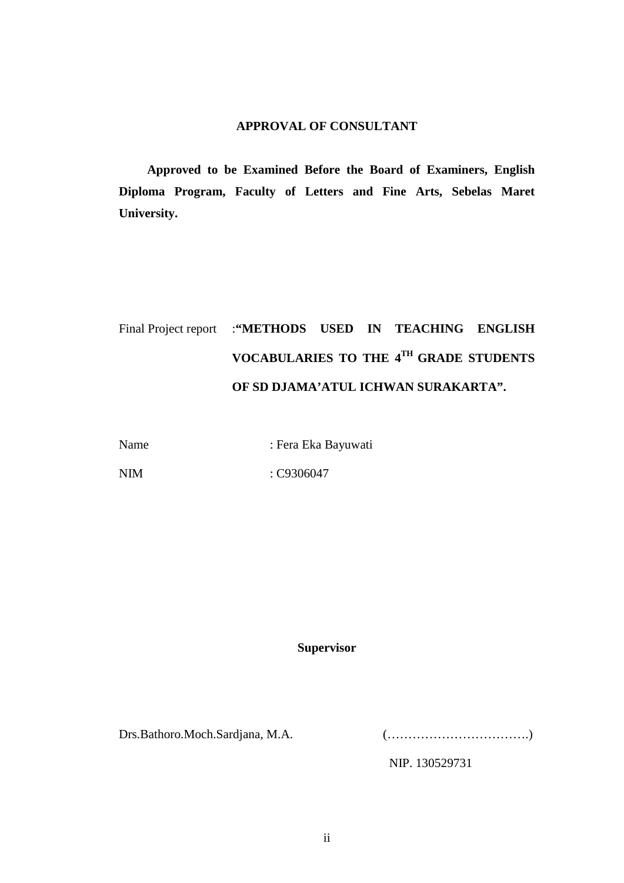## APPROVAL OF CONSULTANT

**Approved to be Examined Before the Board of Examiners, English Diploma Program, Faculty of Letters and Fine Arts, Sebelas Maret University.**

Final Project report : **"METHODS USED IN TEACHING ENGLISH VOCABULARIES TO THE 4TH GRADE STUDENTS OF SD DJAMA'ATUL ICHWAN SURAKARTA".**

Name : Fera Eka Bayuwati

NIM : C9306047

**Supervisor**

Drs.Bathoro.Moch.Sardjana, M.A. (…………………………….)

NIP. 130529731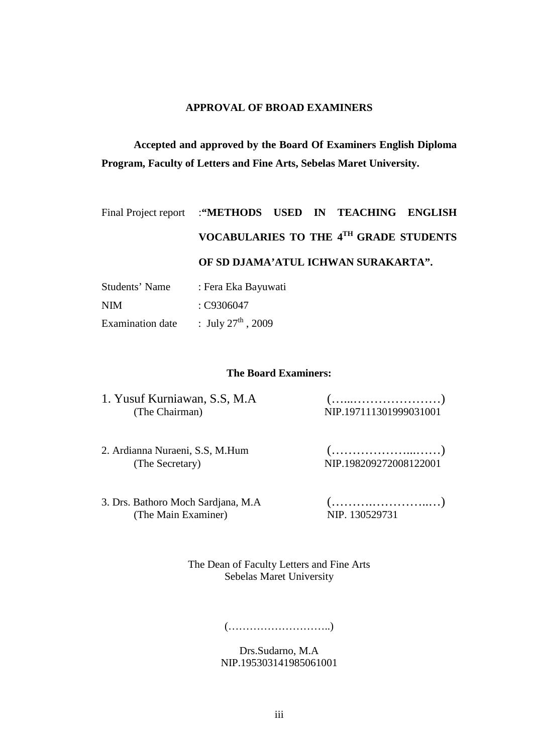**APPROVAL OF BROAD EXAMINERS**

**Accepted and approved by the Board Of Examiners English Diploma Program, Faculty of Letters and Fine Arts, Sebelas Maret University.**

Final Project report :**"METHODS USED IN TEACHING ENGLISH VOCABULARIES TO THE 4$^{TH}$ GRADE STUDENTS OF SD DJAMA'ATUL ICHWAN SURAKARTA".**

Students' Name : Fera Eka Bayuwati

NIM : C9306047

Examination date : July 27$^{th}$ , 2009

**The Board Examiners:**

1. Yusuf Kurniawan, S.S, M.A (The Chairman) (…...…………………) NIP.197111301999031001

2. Ardianna Nuraeni, S.S, M.Hum (The Secretary) (………………...……) NIP.198209272008122001

3. Drs. Bathoro Moch Sardjana, M.A (The Main Examiner) (……….…………..…) NIP. 130529731

The Dean of Faculty Letters and Fine Arts
Sebelas Maret University

(………………………..)

Drs.Sudarno, M.A
NIP.195303141985061001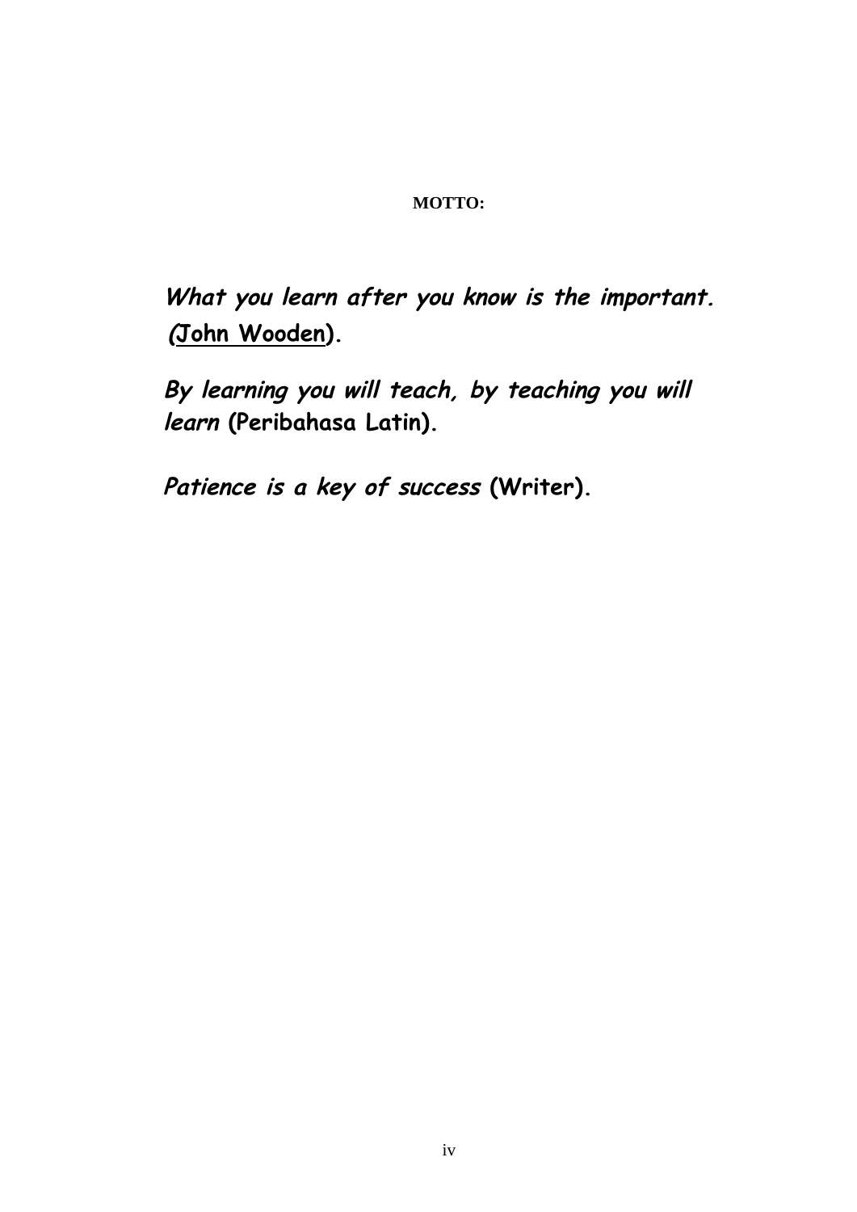**MOTTO:**

***What you learn after you know is the important.*** ***(*****John Wooden).**

***By learning you will teach, by teaching you will learn*** **(Peribahasa Latin).**

***Patience is a key of success*** **(Writer).**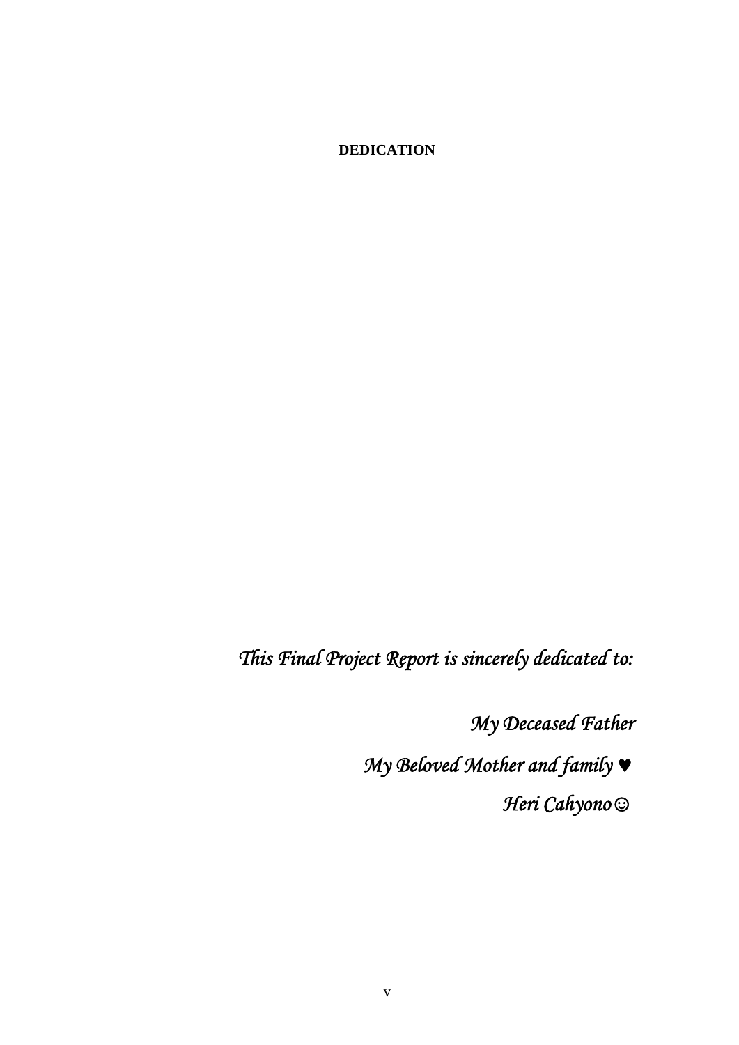# DEDICATION

*This Final Project Report is sincerely dedicated to:*

*My Deceased Father*

*My Beloved Mother and family ♥*

*Heri Cahyono☺*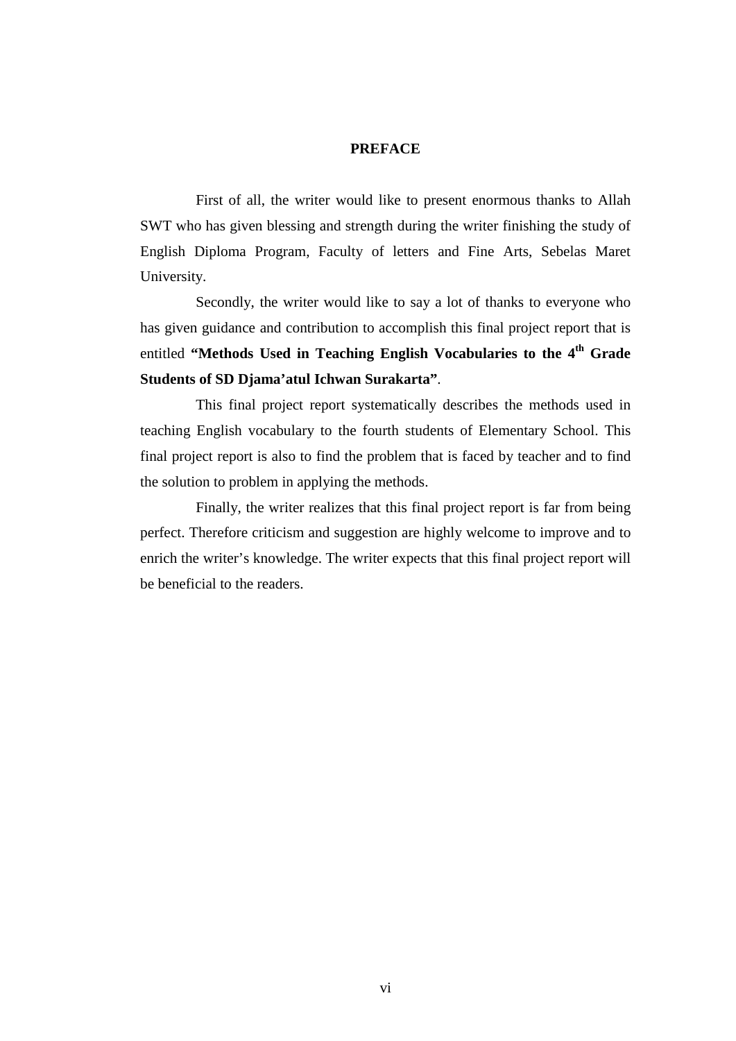# PREFACE

First of all, the writer would like to present enormous thanks to Allah SWT who has given blessing and strength during the writer finishing the study of English Diploma Program, Faculty of letters and Fine Arts, Sebelas Maret University.

Secondly, the writer would like to say a lot of thanks to everyone who has given guidance and contribution to accomplish this final project report that is entitled **"Methods Used in Teaching English Vocabularies to the 4$^{th}$ Grade Students of SD Djama'atul Ichwan Surakarta"**.

This final project report systematically describes the methods used in teaching English vocabulary to the fourth students of Elementary School. This final project report is also to find the problem that is faced by teacher and to find the solution to problem in applying the methods.

Finally, the writer realizes that this final project report is far from being perfect. Therefore criticism and suggestion are highly welcome to improve and to enrich the writer's knowledge. The writer expects that this final project report will be beneficial to the readers.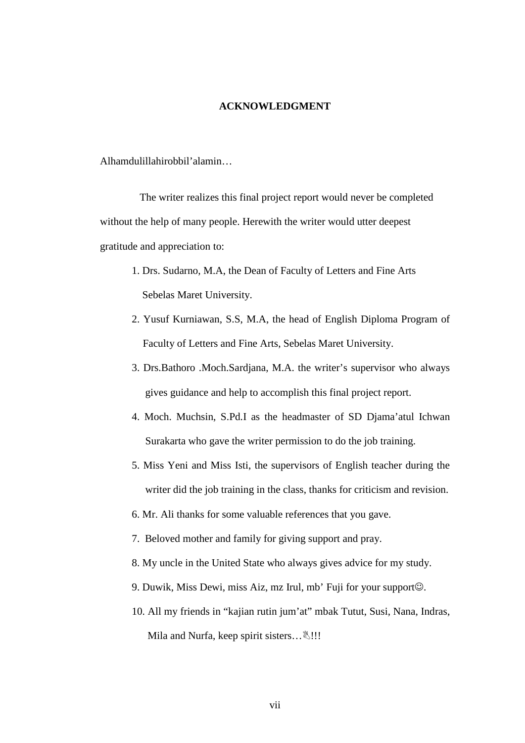# ACKNOWLEDGMENT

Alhamdulillahirobbil'alamin…

The writer realizes this final project report would never be completed without the help of many people. Herewith the writer would utter deepest gratitude and appreciation to:

1. Drs. Sudarno, M.A, the Dean of Faculty of Letters and Fine Arts Sebelas Maret University.
2. Yusuf Kurniawan, S.S, M.A, the head of English Diploma Program of Faculty of Letters and Fine Arts, Sebelas Maret University.
3. Drs.Bathoro .Moch.Sardjana, M.A. the writer's supervisor who always gives guidance and help to accomplish this final project report.
4. Moch. Muchsin, S.Pd.I as the headmaster of SD Djama'atul Ichwan Surakarta who gave the writer permission to do the job training.
5. Miss Yeni and Miss Isti, the supervisors of English teacher during the writer did the job training in the class, thanks for criticism and revision.
6. Mr. Ali thanks for some valuable references that you gave.
7. Beloved mother and family for giving support and pray.
8. My uncle in the United State who always gives advice for my study.
9. Duwik, Miss Dewi, miss Aiz, mz Irul, mb' Fuji for your support☺.
10. All my friends in "kajian rutin jum'at" mbak Tutut, Susi, Nana, Indras, Mila and Nurfa, keep spirit sisters…✌!!!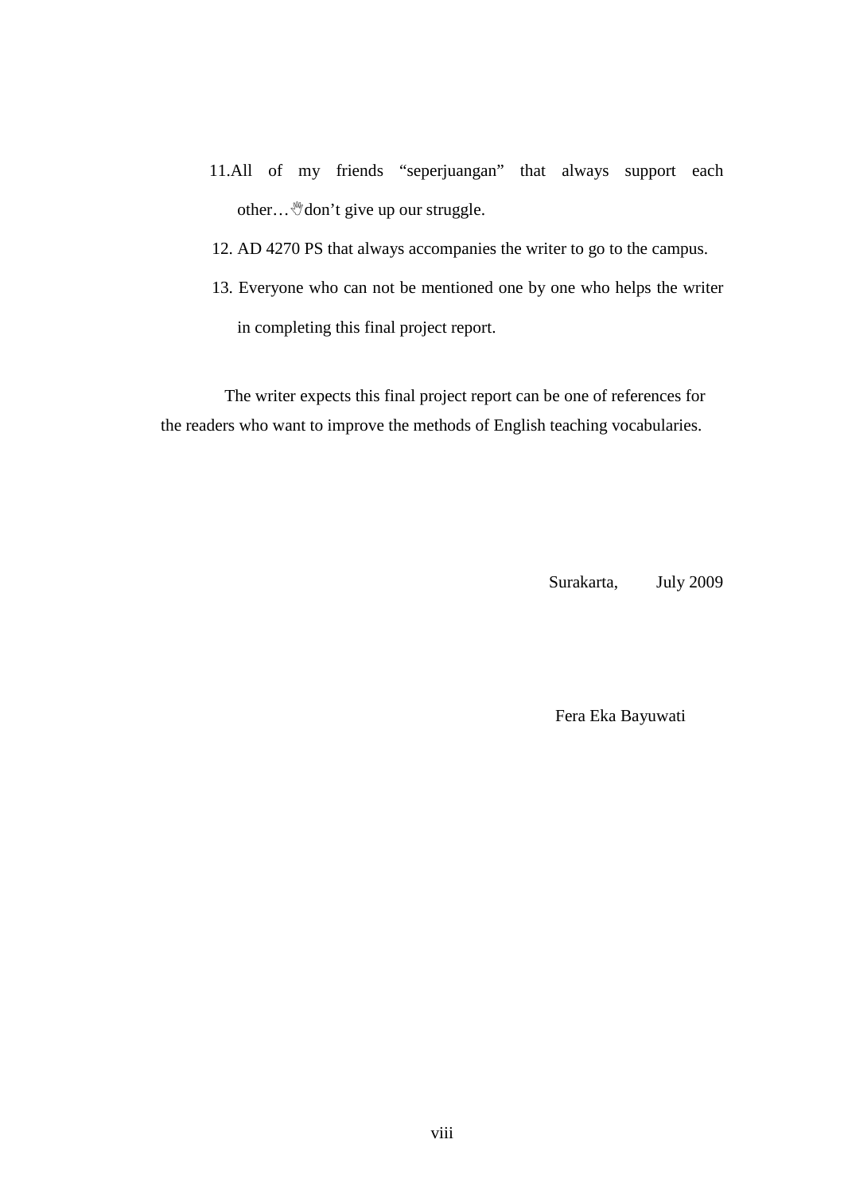11. All of my friends "seperjuangan" that always support each other…✌don't give up our struggle.
12. AD 4270 PS that always accompanies the writer to go to the campus.
13. Everyone who can not be mentioned one by one who helps the writer in completing this final project report.

The writer expects this final project report can be one of references for the readers who want to improve the methods of English teaching vocabularies.

Surakarta, July 2009

Fera Eka Bayuwati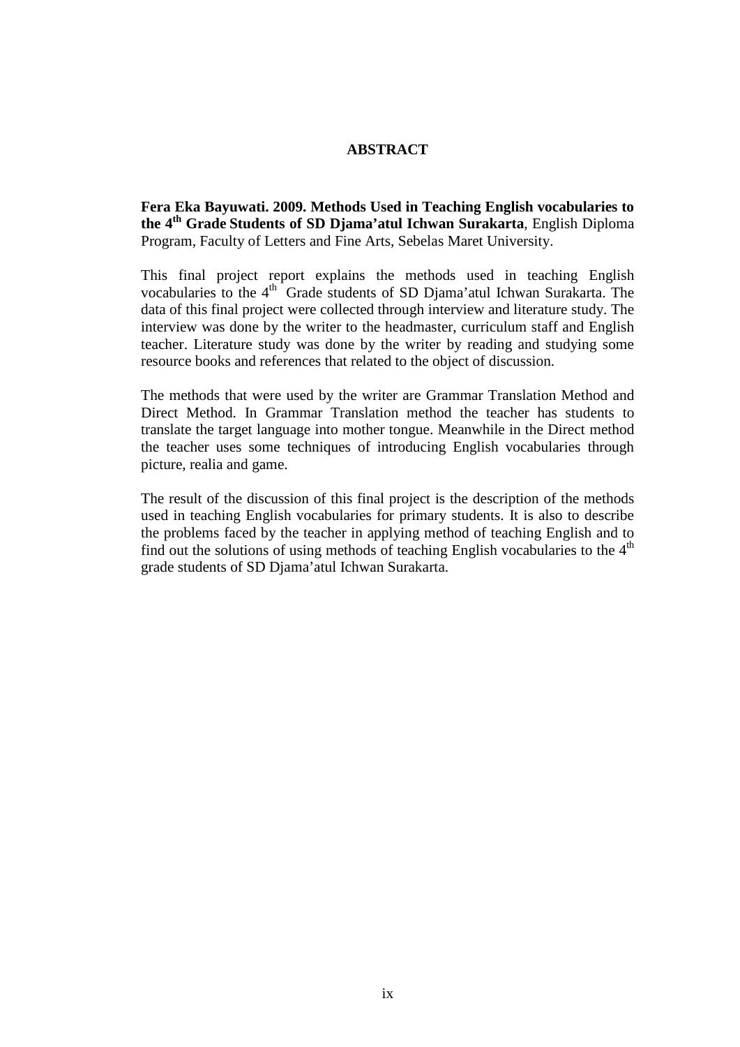# ABSTRACT

**Fera Eka Bayuwati. 2009. Methods Used in Teaching English vocabularies to the 4$^{th}$ Grade Students of SD Djama'atul Ichwan Surakarta**, English Diploma Program, Faculty of Letters and Fine Arts, Sebelas Maret University.

This final project report explains the methods used in teaching English vocabularies to the 4$^{th}$ Grade students of SD Djama'atul Ichwan Surakarta. The data of this final project were collected through interview and literature study. The interview was done by the writer to the headmaster, curriculum staff and English teacher. Literature study was done by the writer by reading and studying some resource books and references that related to the object of discussion.

The methods that were used by the writer are Grammar Translation Method and Direct Method. In Grammar Translation method the teacher has students to translate the target language into mother tongue. Meanwhile in the Direct method the teacher uses some techniques of introducing English vocabularies through picture, realia and game.

The result of the discussion of this final project is the description of the methods used in teaching English vocabularies for primary students. It is also to describe the problems faced by the teacher in applying method of teaching English and to find out the solutions of using methods of teaching English vocabularies to the 4$^{th}$ grade students of SD Djama'atul Ichwan Surakarta.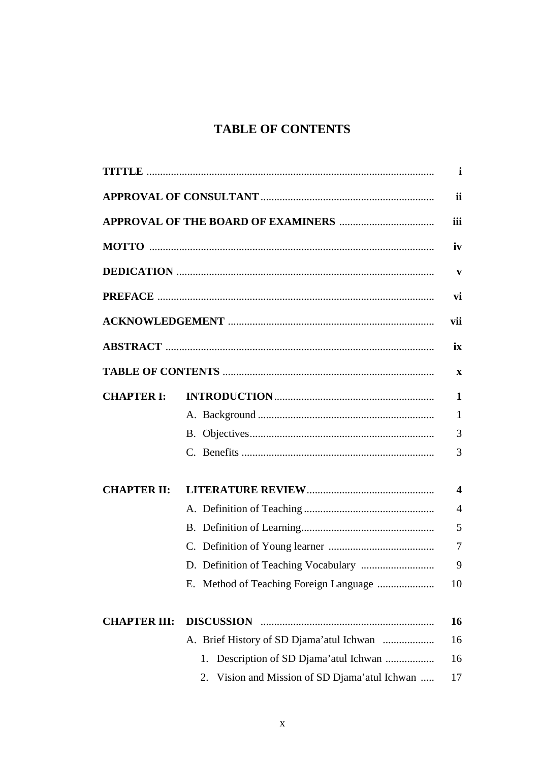# TABLE OF CONTENTS

| | | |
|---|---|---|
| **TITTLE** | | **i** |
| **APPROVAL OF CONSULTANT** | | **ii** |
| **APPROVAL OF THE BOARD OF EXAMINERS** | | **iii** |
| **MOTTO** | | **iv** |
| **DEDICATION** | | **v** |
| **PREFACE** | | **vi** |
| **ACKNOWLEDGEMENT** | | **vii** |
| **ABSTRACT** | | **ix** |
| **TABLE OF CONTENTS** | | **x** |
| **CHAPTER I:** | **INTRODUCTION** | **1** |
| | A. Background | 1 |
| | B. Objectives | 3 |
| | C. Benefits | 3 |
| **CHAPTER II:** | **LITERATURE REVIEW** | **4** |
| | A. Definition of Teaching | 4 |
| | B. Definition of Learning | 5 |
| | C. Definition of Young learner | 7 |
| | D. Definition of Teaching Vocabulary | 9 |
| | E. Method of Teaching Foreign Language | 10 |
| **CHAPTER III:** | **DISCUSSION** | **16** |
| | A. Brief History of SD Djama'atul Ichwan | 16 |
| | 1. Description of SD Djama'atul Ichwan | 16 |
| | 2. Vision and Mission of SD Djama'atul Ichwan | 17 |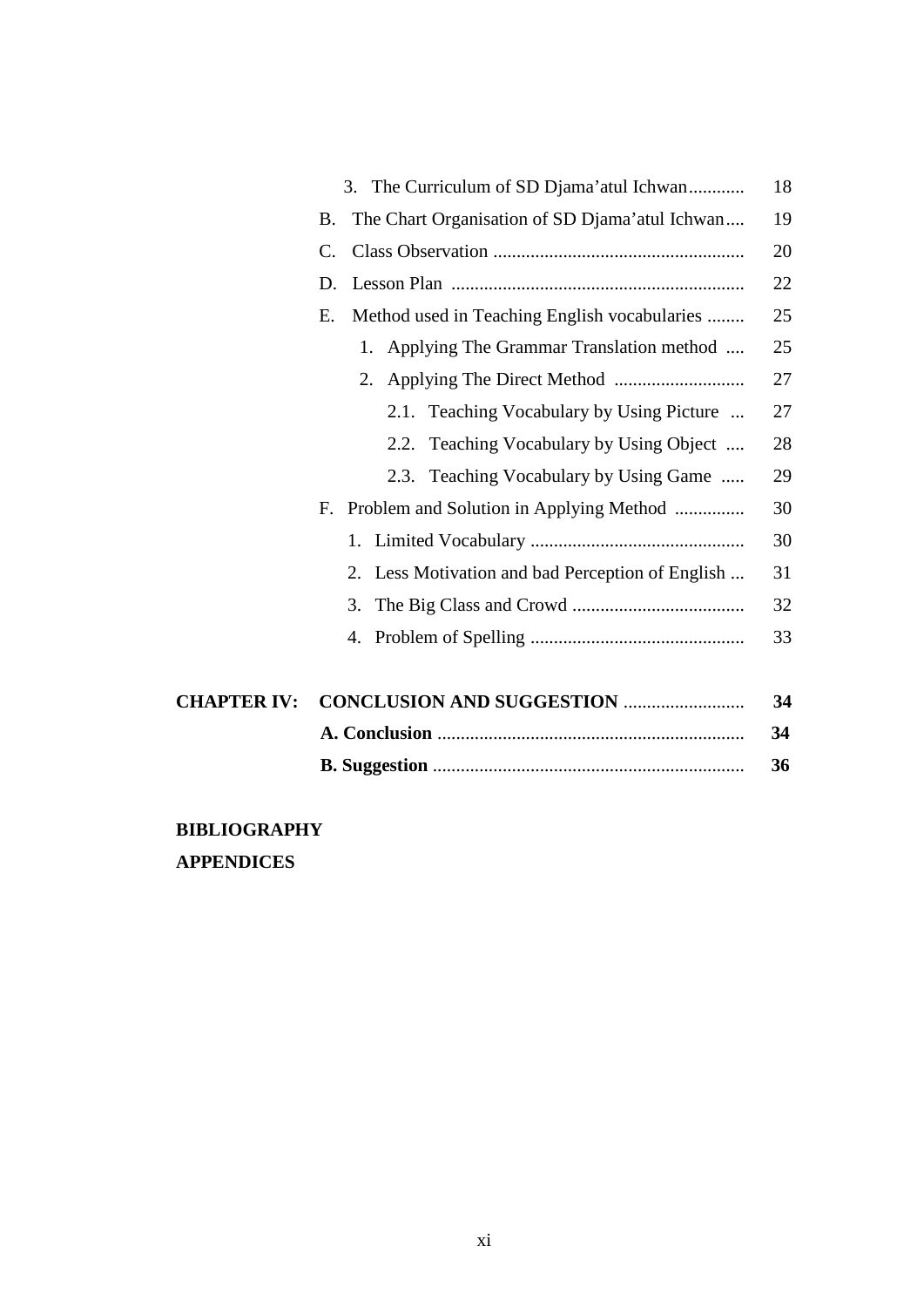3. The Curriculum of SD Djama'atul Ichwan ............ 18

B. The Chart Organisation of SD Djama'atul Ichwan .... 19

C. Class Observation ...................................................... 20

D. Lesson Plan ............................................................... 22

E. Method used in Teaching English vocabularies ........ 25

1. Applying The Grammar Translation method .... 25

2. Applying The Direct Method ............................ 27

2.1. Teaching Vocabulary by Using Picture ... 27

2.2. Teaching Vocabulary by Using Object .... 28

2.3. Teaching Vocabulary by Using Game ..... 29

F. Problem and Solution in Applying Method ............... 30

1. Limited Vocabulary .............................................. 30

2. Less Motivation and bad Perception of English ... 31

3. The Big Class and Crowd ..................................... 32

4. Problem of Spelling .............................................. 33

**CHAPTER IV: CONCLUSION AND SUGGESTION .......................... 34**

**A. Conclusion .................................................................. 34**

**B. Suggestion ................................................................... 36**

**BIBLIOGRAPHY**

**APPENDICES**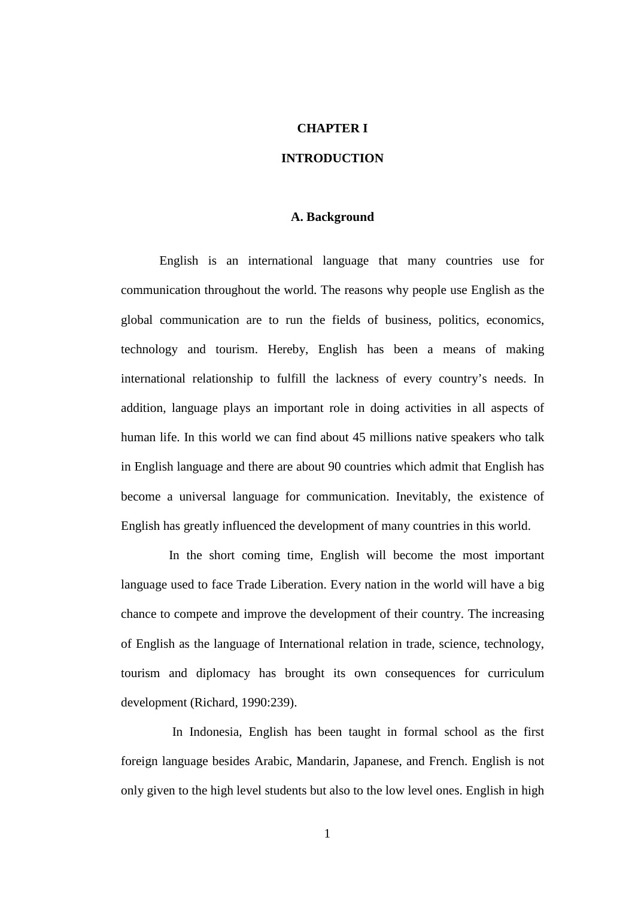# CHAPTER I

# INTRODUCTION

## A. Background

English is an international language that many countries use for communication throughout the world. The reasons why people use English as the global communication are to run the fields of business, politics, economics, technology and tourism. Hereby, English has been a means of making international relationship to fulfill the lackness of every country's needs. In addition, language plays an important role in doing activities in all aspects of human life. In this world we can find about 45 millions native speakers who talk in English language and there are about 90 countries which admit that English has become a universal language for communication. Inevitably, the existence of English has greatly influenced the development of many countries in this world.

In the short coming time, English will become the most important language used to face Trade Liberation. Every nation in the world will have a big chance to compete and improve the development of their country. The increasing of English as the language of International relation in trade, science, technology, tourism and diplomacy has brought its own consequences for curriculum development (Richard, 1990:239).

In Indonesia, English has been taught in formal school as the first foreign language besides Arabic, Mandarin, Japanese, and French. English is not only given to the high level students but also to the low level ones. English in high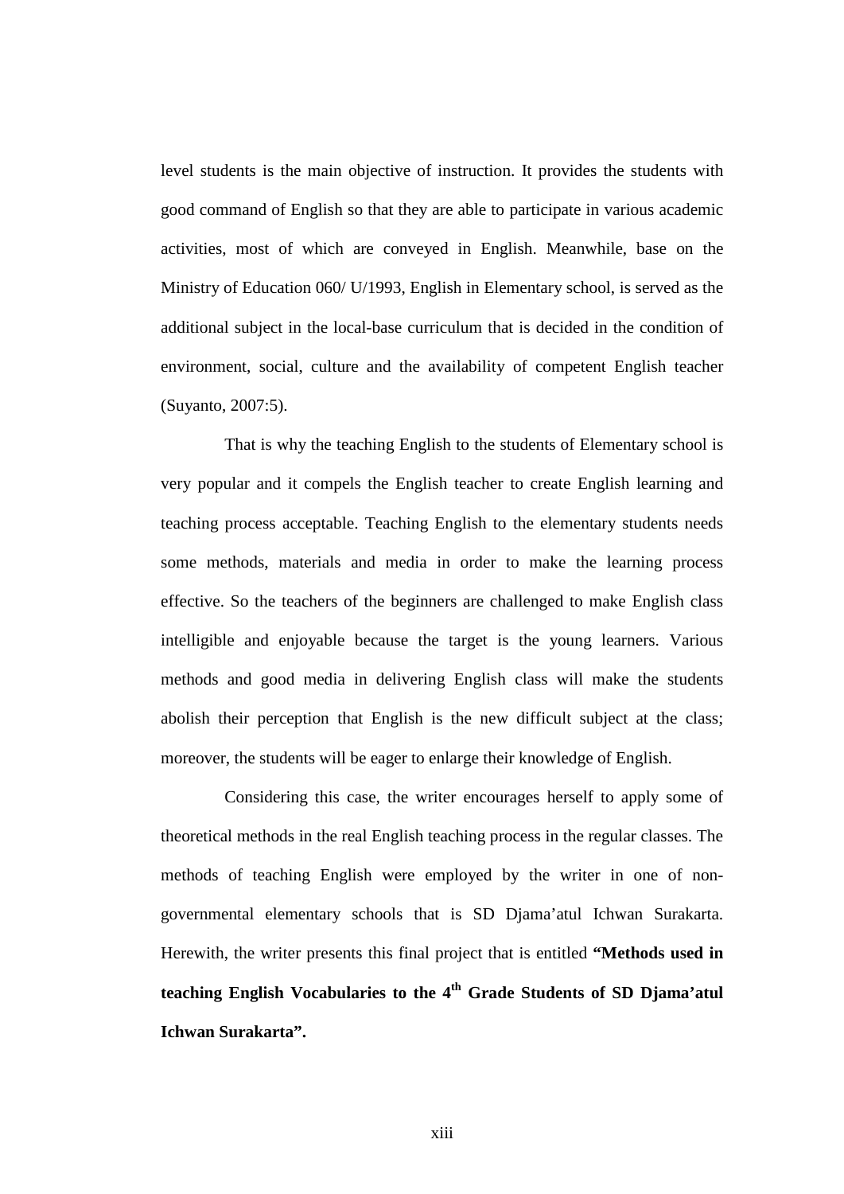level students is the main objective of instruction. It provides the students with good command of English so that they are able to participate in various academic activities, most of which are conveyed in English. Meanwhile, base on the Ministry of Education 060/ U/1993, English in Elementary school, is served as the additional subject in the local-base curriculum that is decided in the condition of environment, social, culture and the availability of competent English teacher (Suyanto, 2007:5).

That is why the teaching English to the students of Elementary school is very popular and it compels the English teacher to create English learning and teaching process acceptable. Teaching English to the elementary students needs some methods, materials and media in order to make the learning process effective. So the teachers of the beginners are challenged to make English class intelligible and enjoyable because the target is the young learners. Various methods and good media in delivering English class will make the students abolish their perception that English is the new difficult subject at the class; moreover, the students will be eager to enlarge their knowledge of English.

Considering this case, the writer encourages herself to apply some of theoretical methods in the real English teaching process in the regular classes. The methods of teaching English were employed by the writer in one of non-governmental elementary schools that is SD Djama'atul Ichwan Surakarta. Herewith, the writer presents this final project that is entitled **"Methods used in teaching English Vocabularies to the 4th Grade Students of SD Djama'atul Ichwan Surakarta".**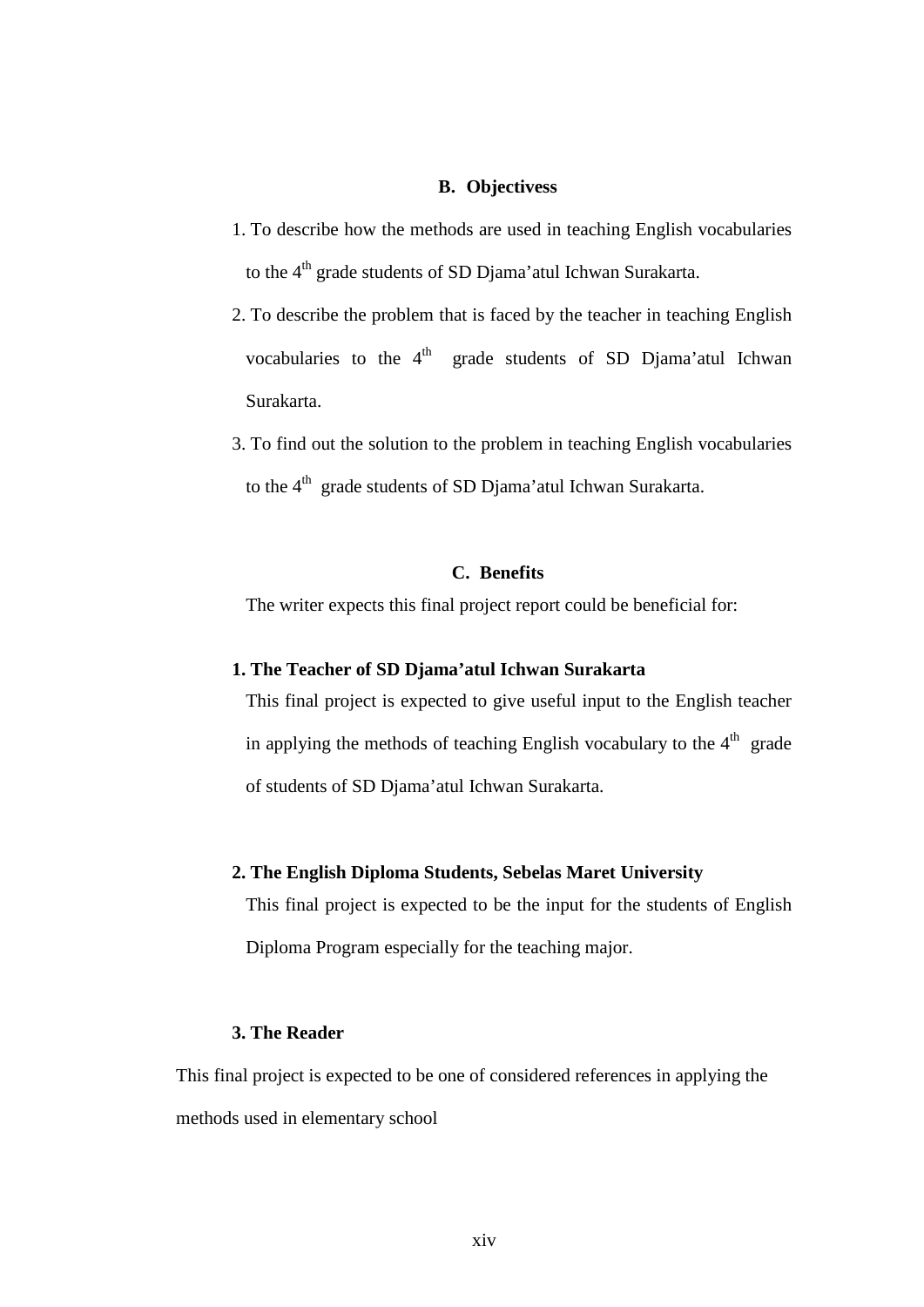## B. Objectivess

1. To describe how the methods are used in teaching English vocabularies to the 4th grade students of SD Djama'atul Ichwan Surakarta.
2. To describe the problem that is faced by the teacher in teaching English vocabularies to the 4th grade students of SD Djama'atul Ichwan Surakarta.
3. To find out the solution to the problem in teaching English vocabularies to the 4th grade students of SD Djama'atul Ichwan Surakarta.

## C. Benefits

The writer expects this final project report could be beneficial for:

**1. The Teacher of SD Djama'atul Ichwan Surakarta**

This final project is expected to give useful input to the English teacher in applying the methods of teaching English vocabulary to the 4th grade of students of SD Djama'atul Ichwan Surakarta.

**2. The English Diploma Students, Sebelas Maret University**

This final project is expected to be the input for the students of English Diploma Program especially for the teaching major.

**3. The Reader**

This final project is expected to be one of considered references in applying the methods used in elementary school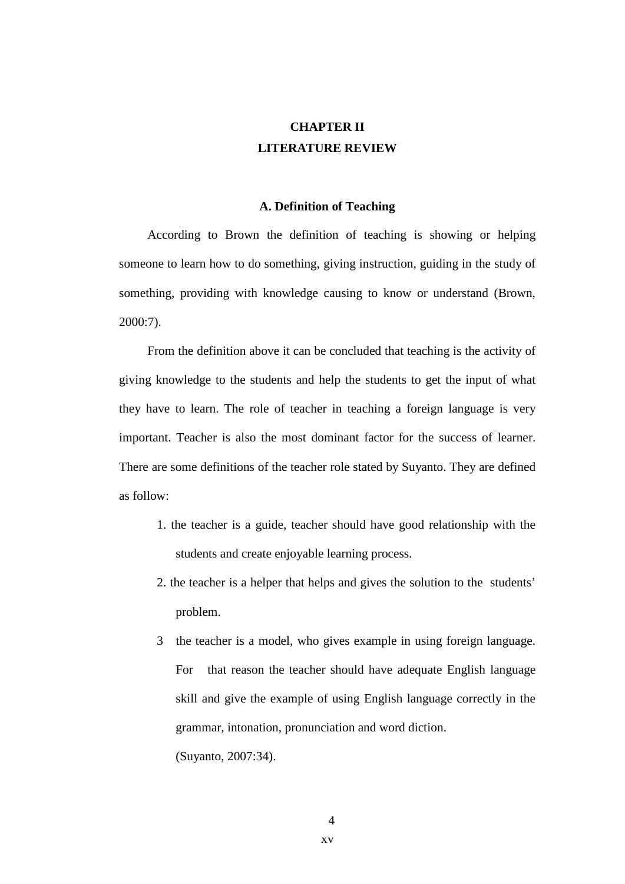# CHAPTER II
# LITERATURE REVIEW

## A. Definition of Teaching

According to Brown the definition of teaching is showing or helping someone to learn how to do something, giving instruction, guiding in the study of something, providing with knowledge causing to know or understand (Brown, 2000:7).

From the definition above it can be concluded that teaching is the activity of giving knowledge to the students and help the students to get the input of what they have to learn. The role of teacher in teaching a foreign language is very important. Teacher is also the most dominant factor for the success of learner. There are some definitions of the teacher role stated by Suyanto. They are defined as follow:

1. the teacher is a guide, teacher should have good relationship with the students and create enjoyable learning process.
2. the teacher is a helper that helps and gives the solution to the students' problem.
3. the teacher is a model, who gives example in using foreign language. For that reason the teacher should have adequate English language skill and give the example of using English language correctly in the grammar, intonation, pronunciation and word diction.

   (Suyanto, 2007:34).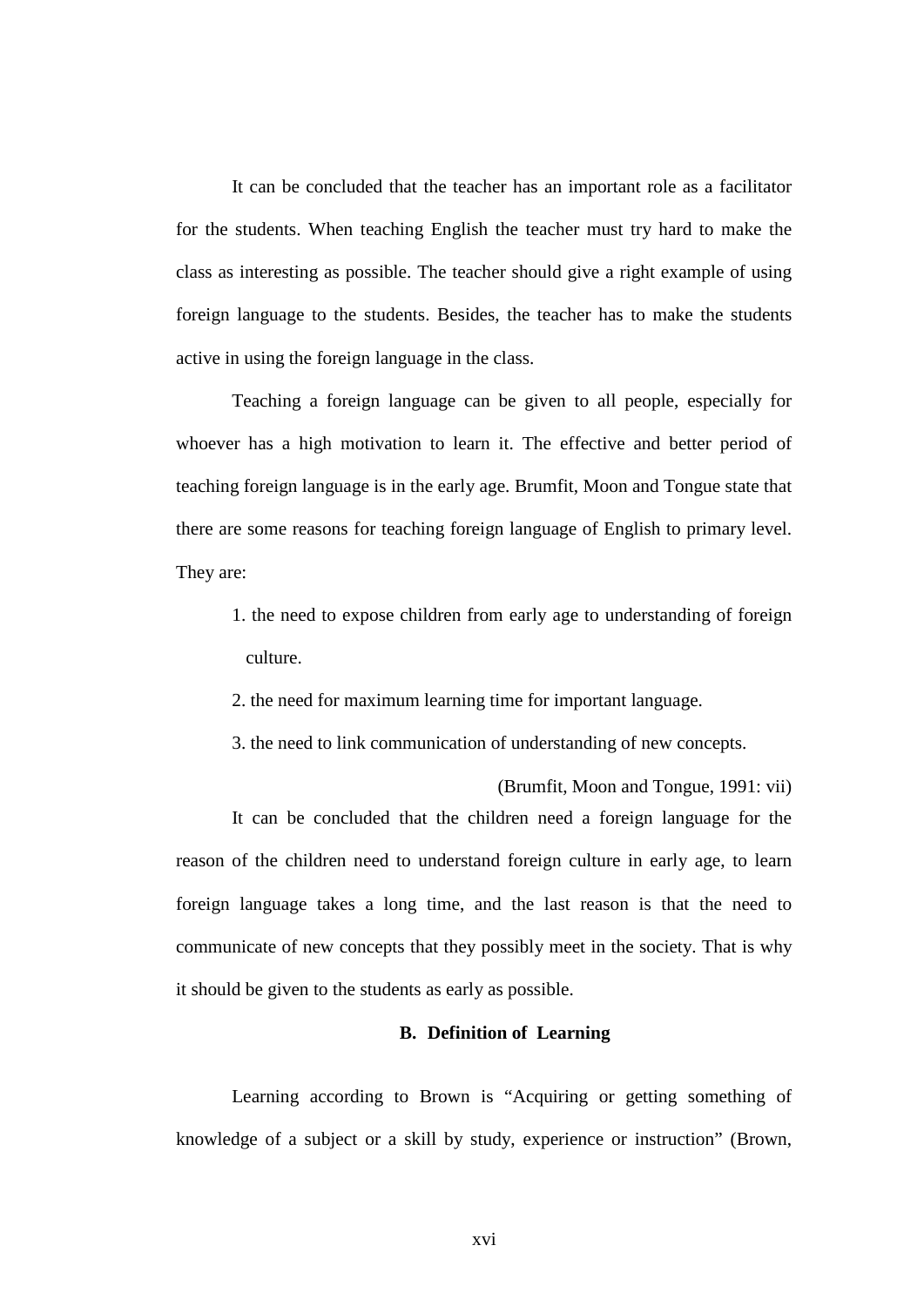It can be concluded that the teacher has an important role as a facilitator for the students. When teaching English the teacher must try hard to make the class as interesting as possible. The teacher should give a right example of using foreign language to the students. Besides, the teacher has to make the students active in using the foreign language in the class.

Teaching a foreign language can be given to all people, especially for whoever has a high motivation to learn it. The effective and better period of teaching foreign language is in the early age. Brumfit, Moon and Tongue state that there are some reasons for teaching foreign language of English to primary level. They are:

1. the need to expose children from early age to understanding of foreign culture.
2. the need for maximum learning time for important language.
3. the need to link communication of understanding of new concepts.

(Brumfit, Moon and Tongue, 1991: vii)

It can be concluded that the children need a foreign language for the reason of the children need to understand foreign culture in early age, to learn foreign language takes a long time, and the last reason is that the need to communicate of new concepts that they possibly meet in the society. That is why it should be given to the students as early as possible.

## B. Definition of Learning

Learning according to Brown is "Acquiring or getting something of knowledge of a subject or a skill by study, experience or instruction" (Brown,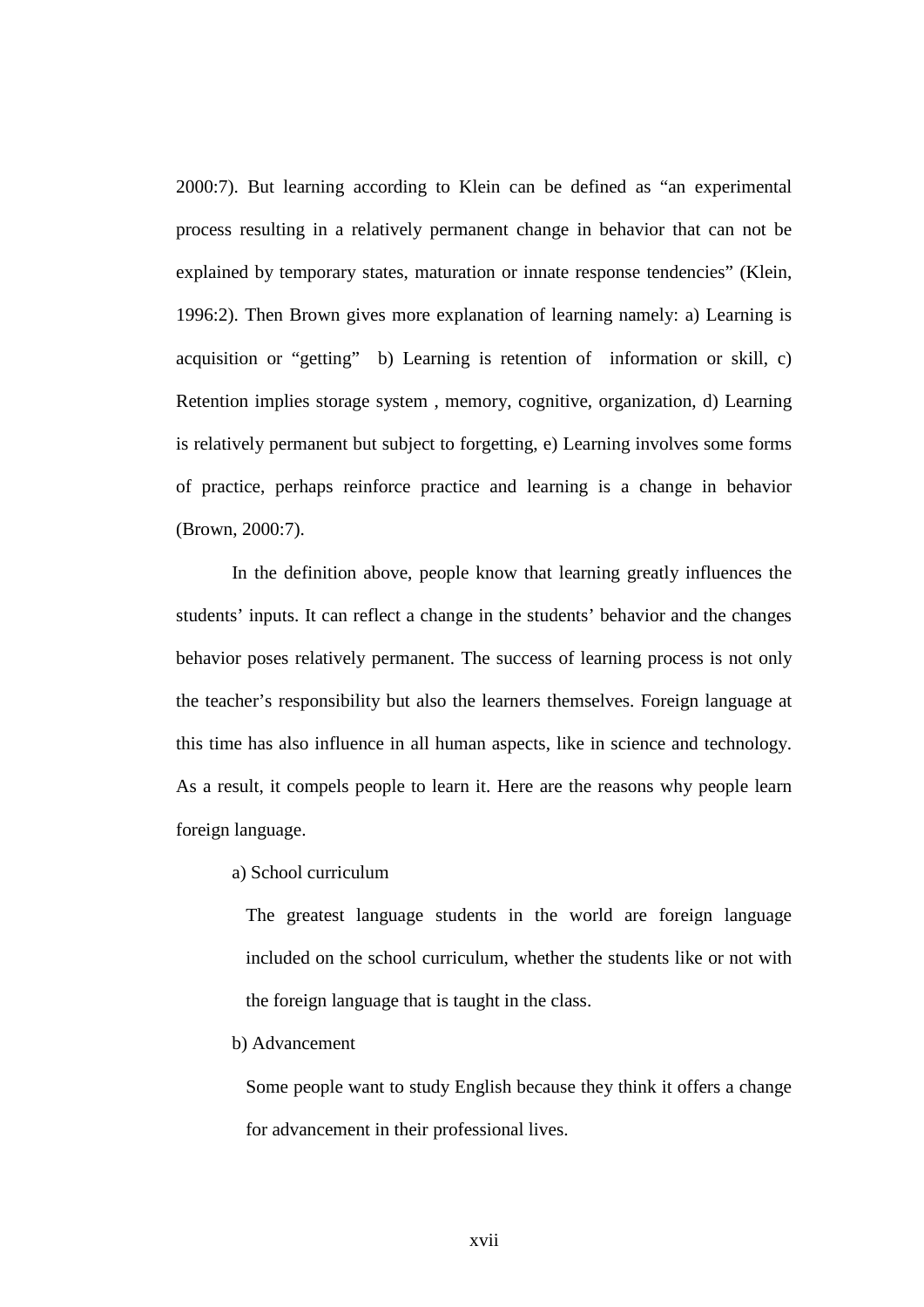2000:7). But learning according to Klein can be defined as "an experimental process resulting in a relatively permanent change in behavior that can not be explained by temporary states, maturation or innate response tendencies" (Klein, 1996:2). Then Brown gives more explanation of learning namely: a) Learning is acquisition or "getting" b) Learning is retention of information or skill, c) Retention implies storage system , memory, cognitive, organization, d) Learning is relatively permanent but subject to forgetting, e) Learning involves some forms of practice, perhaps reinforce practice and learning is a change in behavior (Brown, 2000:7).

In the definition above, people know that learning greatly influences the students' inputs. It can reflect a change in the students' behavior and the changes behavior poses relatively permanent. The success of learning process is not only the teacher's responsibility but also the learners themselves. Foreign language at this time has also influence in all human aspects, like in science and technology. As a result, it compels people to learn it. Here are the reasons why people learn foreign language.

a) School curriculum

The greatest language students in the world are foreign language included on the school curriculum, whether the students like or not with the foreign language that is taught in the class.

b) Advancement

Some people want to study English because they think it offers a change for advancement in their professional lives.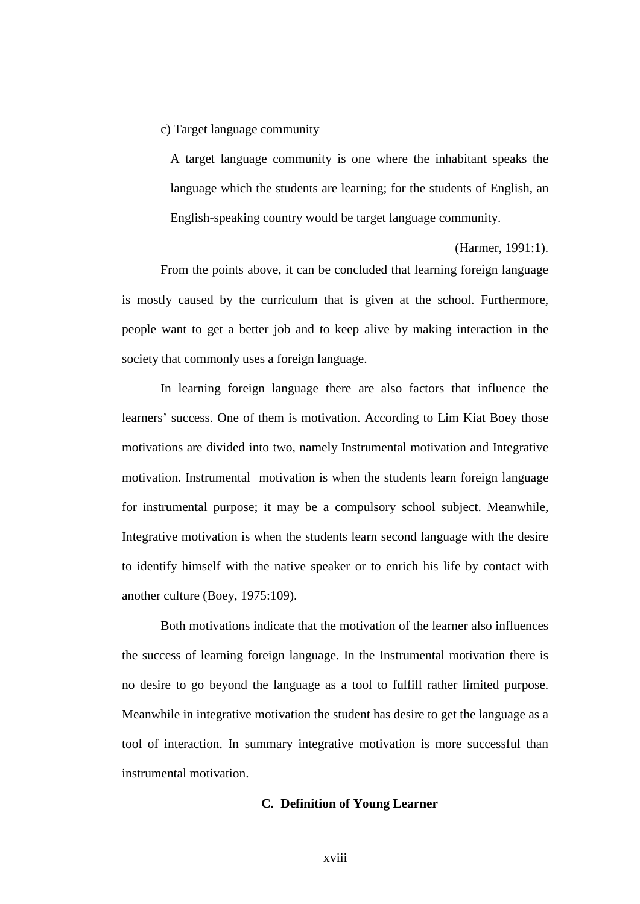c) Target language community

A target language community is one where the inhabitant speaks the language which the students are learning; for the students of English, an English-speaking country would be target language community.

(Harmer, 1991:1).

From the points above, it can be concluded that learning foreign language is mostly caused by the curriculum that is given at the school. Furthermore, people want to get a better job and to keep alive by making interaction in the society that commonly uses a foreign language.

In learning foreign language there are also factors that influence the learners' success. One of them is motivation. According to Lim Kiat Boey those motivations are divided into two, namely Instrumental motivation and Integrative motivation. Instrumental motivation is when the students learn foreign language for instrumental purpose; it may be a compulsory school subject. Meanwhile, Integrative motivation is when the students learn second language with the desire to identify himself with the native speaker or to enrich his life by contact with another culture (Boey, 1975:109).

Both motivations indicate that the motivation of the learner also influences the success of learning foreign language. In the Instrumental motivation there is no desire to go beyond the language as a tool to fulfill rather limited purpose. Meanwhile in integrative motivation the student has desire to get the language as a tool of interaction. In summary integrative motivation is more successful than instrumental motivation.

## C. Definition of Young Learner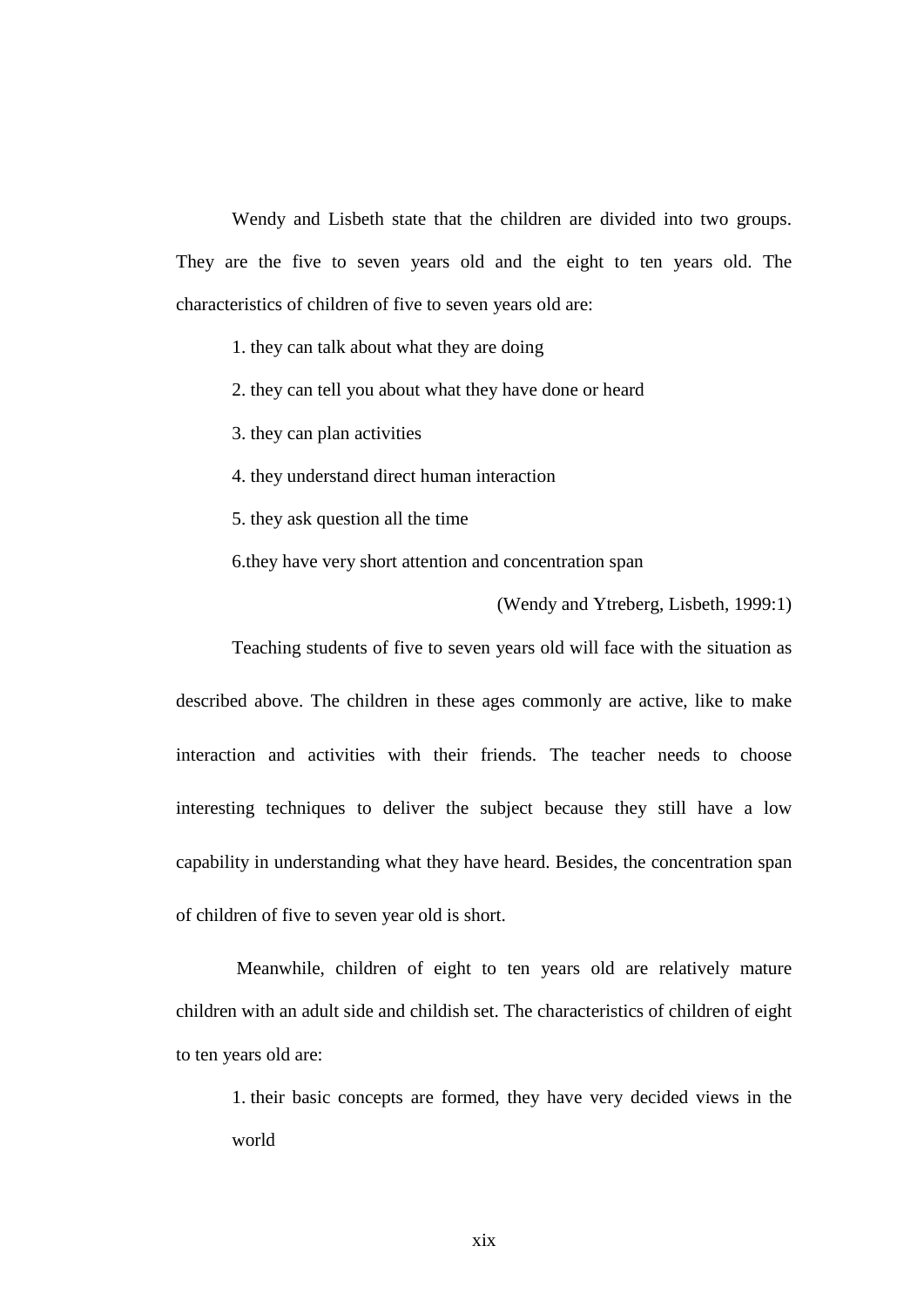Wendy and Lisbeth state that the children are divided into two groups. They are the five to seven years old and the eight to ten years old. The characteristics of children of five to seven years old are:

1. they can talk about what they are doing
2. they can tell you about what they have done or heard
3. they can plan activities
4. they understand direct human interaction
5. they ask question all the time
6. they have very short attention and concentration span

(Wendy and Ytreberg, Lisbeth, 1999:1)

Teaching students of five to seven years old will face with the situation as described above. The children in these ages commonly are active, like to make interaction and activities with their friends. The teacher needs to choose interesting techniques to deliver the subject because they still have a low capability in understanding what they have heard. Besides, the concentration span of children of five to seven year old is short.

Meanwhile, children of eight to ten years old are relatively mature children with an adult side and childish set. The characteristics of children of eight to ten years old are:

1. their basic concepts are formed, they have very decided views in the world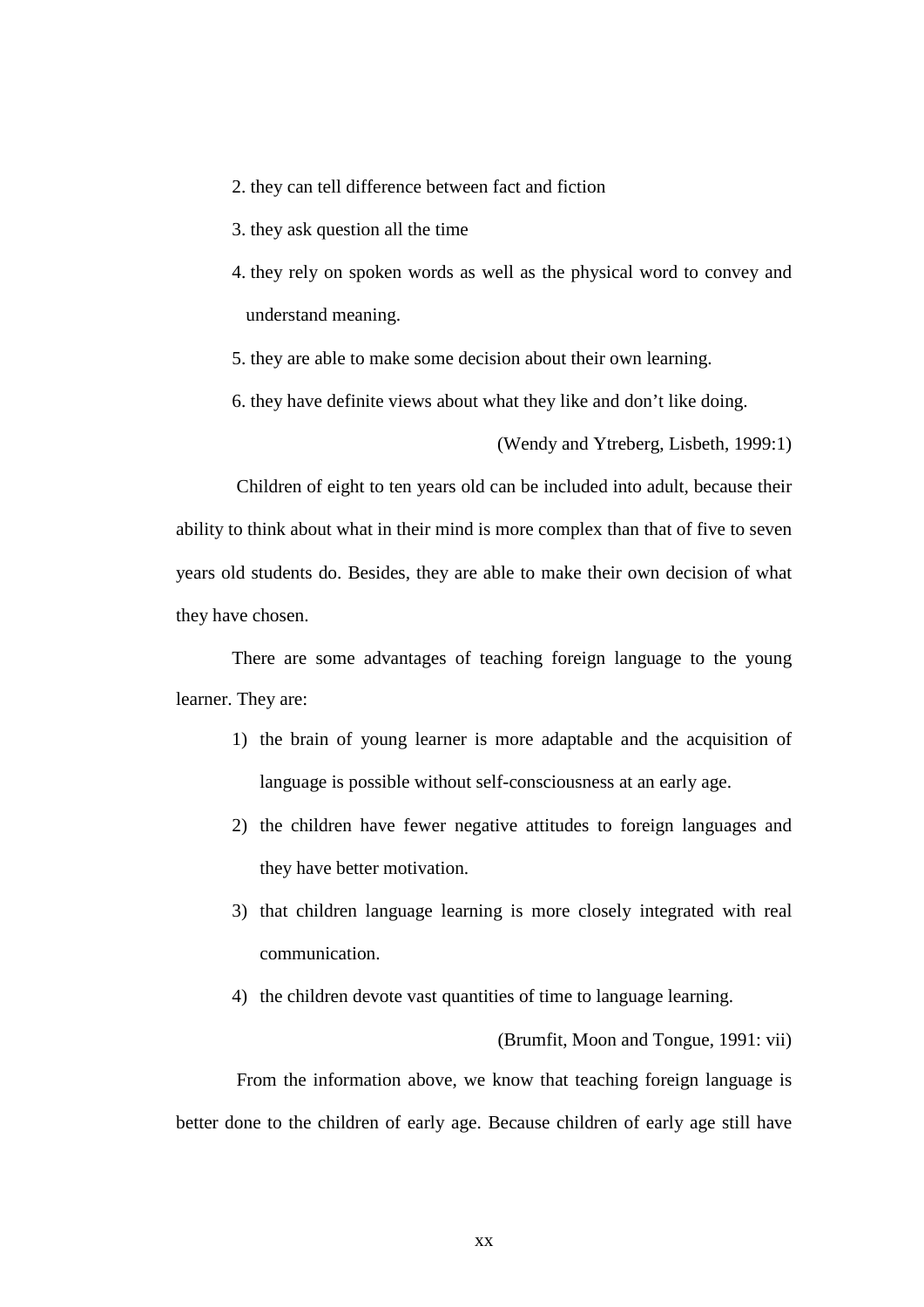2. they can tell difference between fact and fiction

3. they ask question all the time

4. they rely on spoken words as well as the physical word to convey and understand meaning.

5. they are able to make some decision about their own learning.

6. they have definite views about what they like and don't like doing.

(Wendy and Ytreberg, Lisbeth, 1999:1)

Children of eight to ten years old can be included into adult, because their ability to think about what in their mind is more complex than that of five to seven years old students do. Besides, they are able to make their own decision of what they have chosen.

There are some advantages of teaching foreign language to the young learner. They are:

1) the brain of young learner is more adaptable and the acquisition of language is possible without self-consciousness at an early age.
2) the children have fewer negative attitudes to foreign languages and they have better motivation.
3) that children language learning is more closely integrated with real communication.
4) the children devote vast quantities of time to language learning.

(Brumfit, Moon and Tongue, 1991: vii)

From the information above, we know that teaching foreign language is better done to the children of early age. Because children of early age still have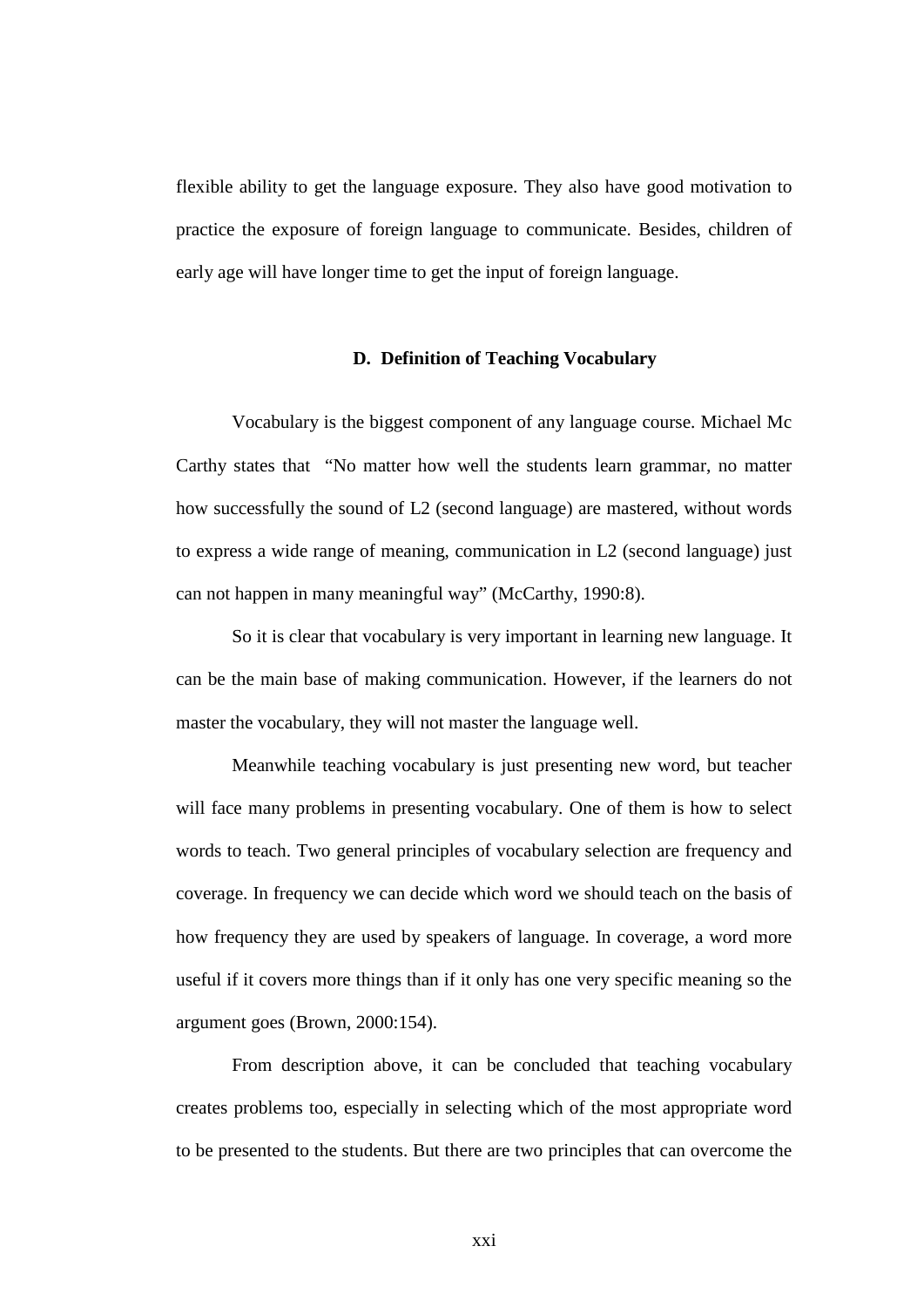flexible ability to get the language exposure. They also have good motivation to practice the exposure of foreign language to communicate. Besides, children of early age will have longer time to get the input of foreign language.

## D. Definition of Teaching Vocabulary

Vocabulary is the biggest component of any language course. Michael Mc Carthy states that "No matter how well the students learn grammar, no matter how successfully the sound of L2 (second language) are mastered, without words to express a wide range of meaning, communication in L2 (second language) just can not happen in many meaningful way" (McCarthy, 1990:8).

So it is clear that vocabulary is very important in learning new language. It can be the main base of making communication. However, if the learners do not master the vocabulary, they will not master the language well.

Meanwhile teaching vocabulary is just presenting new word, but teacher will face many problems in presenting vocabulary. One of them is how to select words to teach. Two general principles of vocabulary selection are frequency and coverage. In frequency we can decide which word we should teach on the basis of how frequency they are used by speakers of language. In coverage, a word more useful if it covers more things than if it only has one very specific meaning so the argument goes (Brown, 2000:154).

From description above, it can be concluded that teaching vocabulary creates problems too, especially in selecting which of the most appropriate word to be presented to the students. But there are two principles that can overcome the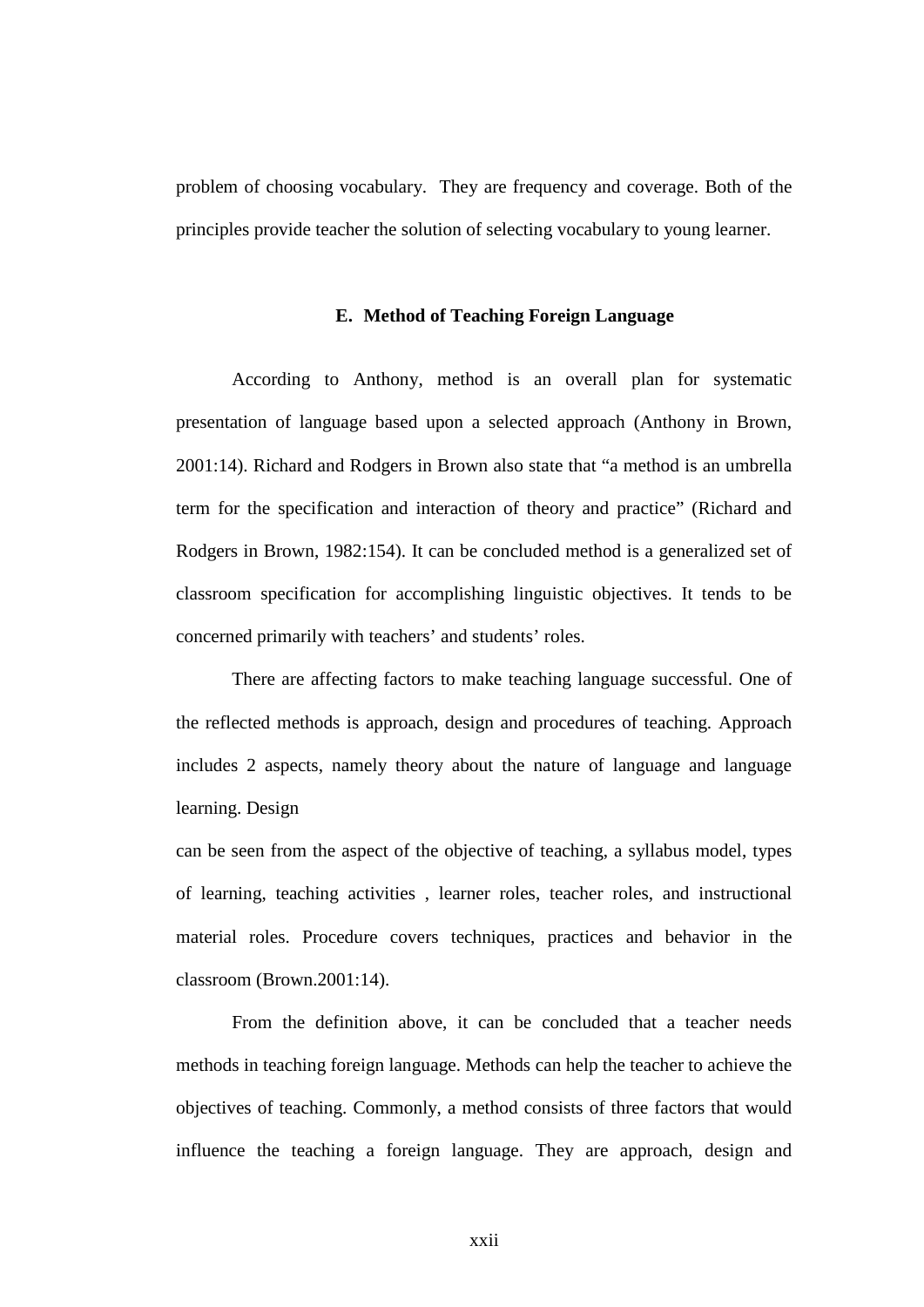problem of choosing vocabulary. They are frequency and coverage. Both of the principles provide teacher the solution of selecting vocabulary to young learner.

## E. Method of Teaching Foreign Language

According to Anthony, method is an overall plan for systematic presentation of language based upon a selected approach (Anthony in Brown, 2001:14). Richard and Rodgers in Brown also state that "a method is an umbrella term for the specification and interaction of theory and practice" (Richard and Rodgers in Brown, 1982:154). It can be concluded method is a generalized set of classroom specification for accomplishing linguistic objectives. It tends to be concerned primarily with teachers' and students' roles.

There are affecting factors to make teaching language successful. One of the reflected methods is approach, design and procedures of teaching. Approach includes 2 aspects, namely theory about the nature of language and language learning. Design can be seen from the aspect of the objective of teaching, a syllabus model, types of learning, teaching activities , learner roles, teacher roles, and instructional material roles. Procedure covers techniques, practices and behavior in the classroom (Brown.2001:14).

From the definition above, it can be concluded that a teacher needs methods in teaching foreign language. Methods can help the teacher to achieve the objectives of teaching. Commonly, a method consists of three factors that would influence the teaching a foreign language. They are approach, design and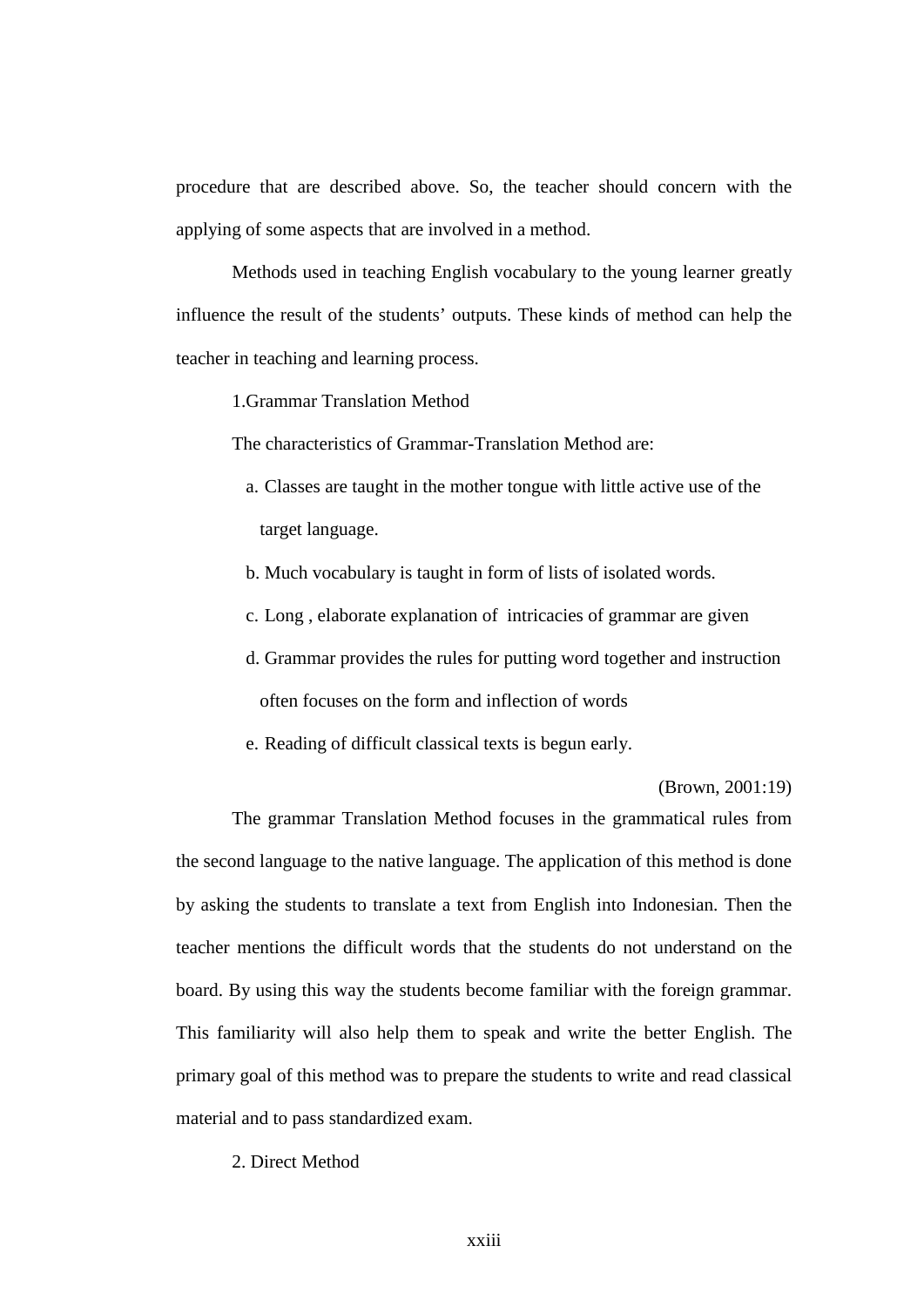procedure that are described above. So, the teacher should concern with the applying of some aspects that are involved in a method.

Methods used in teaching English vocabulary to the young learner greatly influence the result of the students' outputs. These kinds of method can help the teacher in teaching and learning process.

1.Grammar Translation Method

The characteristics of Grammar-Translation Method are:

a. Classes are taught in the mother tongue with little active use of the target language.

b. Much vocabulary is taught in form of lists of isolated words.

c. Long , elaborate explanation of intricacies of grammar are given

d. Grammar provides the rules for putting word together and instruction often focuses on the form and inflection of words

e. Reading of difficult classical texts is begun early.

(Brown, 2001:19)

The grammar Translation Method focuses in the grammatical rules from the second language to the native language. The application of this method is done by asking the students to translate a text from English into Indonesian. Then the teacher mentions the difficult words that the students do not understand on the board. By using this way the students become familiar with the foreign grammar. This familiarity will also help them to speak and write the better English. The primary goal of this method was to prepare the students to write and read classical material and to pass standardized exam.

2. Direct Method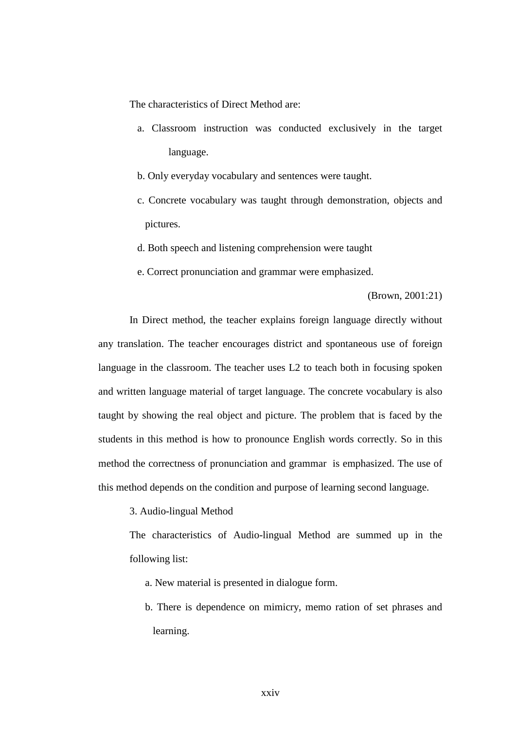The characteristics of Direct Method are:

a. Classroom instruction was conducted exclusively in the target language.
b. Only everyday vocabulary and sentences were taught.
c. Concrete vocabulary was taught through demonstration, objects and pictures.
d. Both speech and listening comprehension were taught
e. Correct pronunciation and grammar were emphasized.

(Brown, 2001:21)

In Direct method, the teacher explains foreign language directly without any translation. The teacher encourages district and spontaneous use of foreign language in the classroom. The teacher uses L2 to teach both in focusing spoken and written language material of target language. The concrete vocabulary is also taught by showing the real object and picture. The problem that is faced by the students in this method is how to pronounce English words correctly. So in this method the correctness of pronunciation and grammar is emphasized. The use of this method depends on the condition and purpose of learning second language.

3. Audio-lingual Method

The characteristics of Audio-lingual Method are summed up in the following list:

a. New material is presented in dialogue form.
b. There is dependence on mimicry, memo ration of set phrases and learning.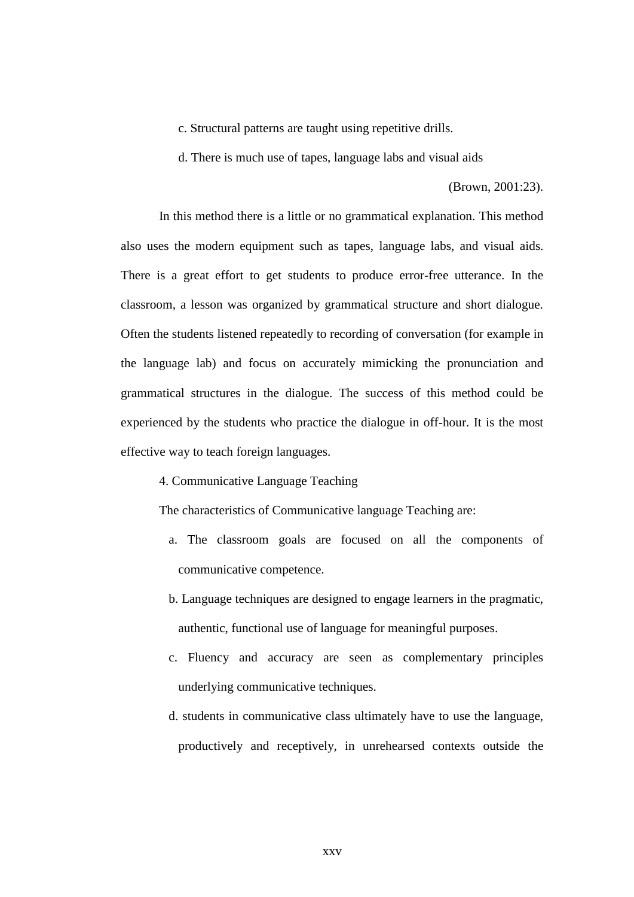c. Structural patterns are taught using repetitive drills.

d. There is much use of tapes, language labs and visual aids

(Brown, 2001:23).

In this method there is a little or no grammatical explanation. This method also uses the modern equipment such as tapes, language labs, and visual aids. There is a great effort to get students to produce error-free utterance. In the classroom, a lesson was organized by grammatical structure and short dialogue. Often the students listened repeatedly to recording of conversation (for example in the language lab) and focus on accurately mimicking the pronunciation and grammatical structures in the dialogue. The success of this method could be experienced by the students who practice the dialogue in off-hour. It is the most effective way to teach foreign languages.

4. Communicative Language Teaching

The characteristics of Communicative language Teaching are:

a. The classroom goals are focused on all the components of communicative competence.

b. Language techniques are designed to engage learners in the pragmatic, authentic, functional use of language for meaningful purposes.

c. Fluency and accuracy are seen as complementary principles underlying communicative techniques.

d. students in communicative class ultimately have to use the language, productively and receptively, in unrehearsed contexts outside the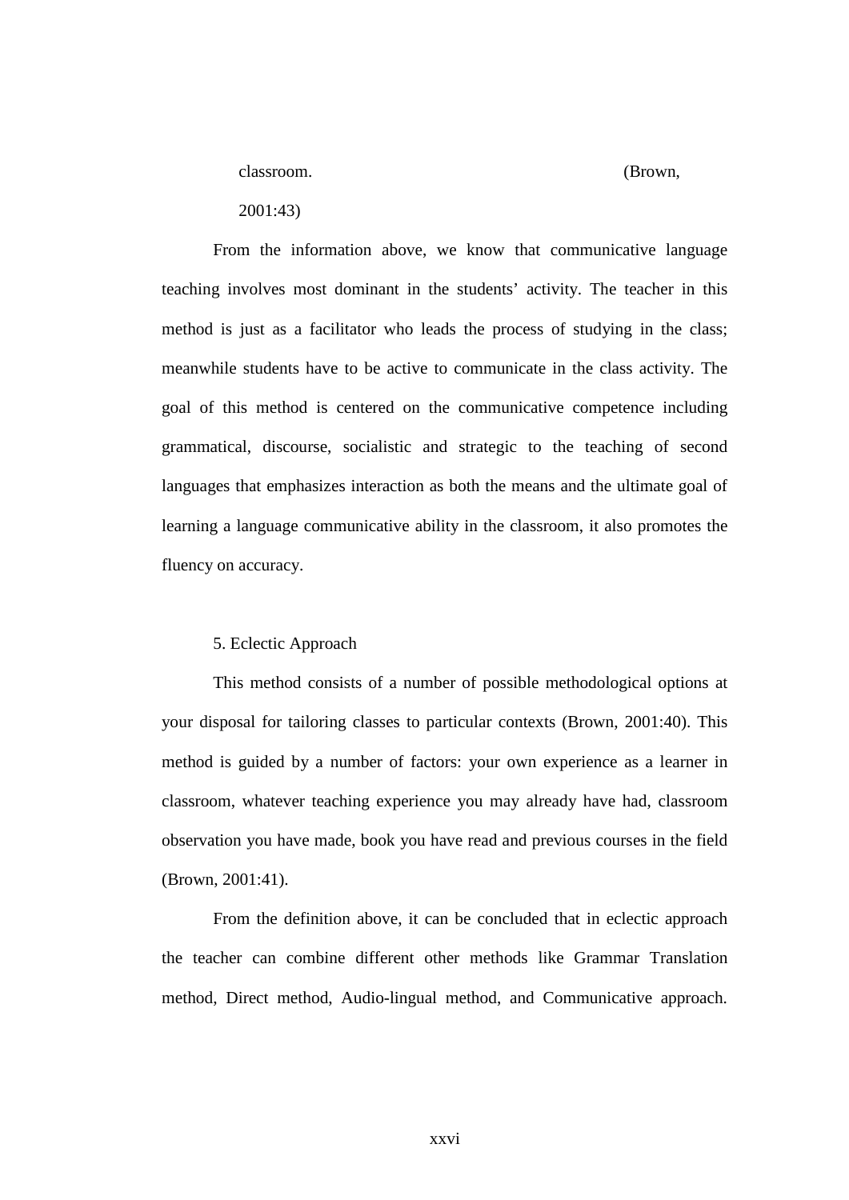classroom. (Brown, 2001:43)

From the information above, we know that communicative language teaching involves most dominant in the students' activity. The teacher in this method is just as a facilitator who leads the process of studying in the class; meanwhile students have to be active to communicate in the class activity. The goal of this method is centered on the communicative competence including grammatical, discourse, socialistic and strategic to the teaching of second languages that emphasizes interaction as both the means and the ultimate goal of learning a language communicative ability in the classroom, it also promotes the fluency on accuracy.

5. Eclectic Approach

This method consists of a number of possible methodological options at your disposal for tailoring classes to particular contexts (Brown, 2001:40). This method is guided by a number of factors: your own experience as a learner in classroom, whatever teaching experience you may already have had, classroom observation you have made, book you have read and previous courses in the field (Brown, 2001:41).

From the definition above, it can be concluded that in eclectic approach the teacher can combine different other methods like Grammar Translation method, Direct method, Audio-lingual method, and Communicative approach.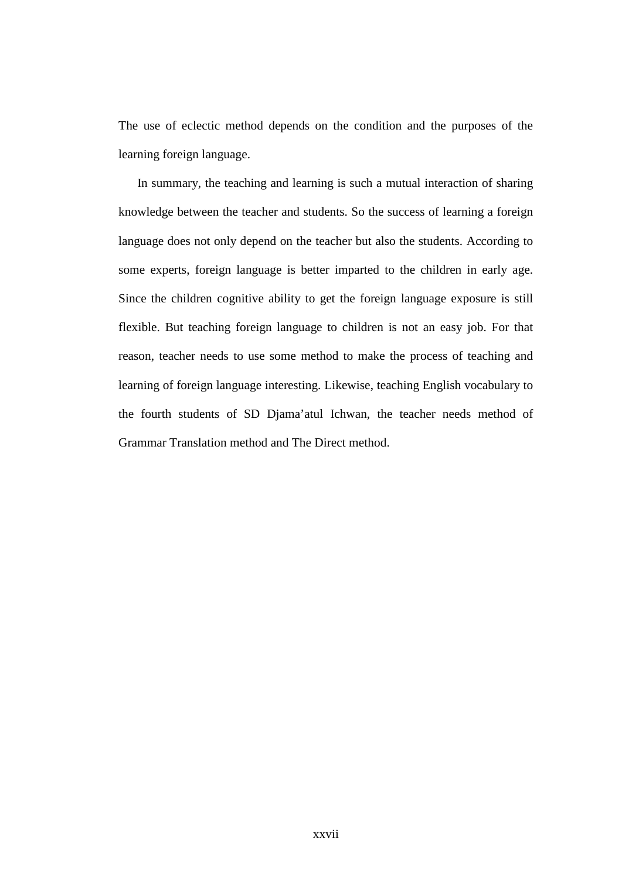The use of eclectic method depends on the condition and the purposes of the learning foreign language.

In summary, the teaching and learning is such a mutual interaction of sharing knowledge between the teacher and students. So the success of learning a foreign language does not only depend on the teacher but also the students. According to some experts, foreign language is better imparted to the children in early age. Since the children cognitive ability to get the foreign language exposure is still flexible. But teaching foreign language to children is not an easy job. For that reason, teacher needs to use some method to make the process of teaching and learning of foreign language interesting. Likewise, teaching English vocabulary to the fourth students of SD Djama'atul Ichwan, the teacher needs method of Grammar Translation method and The Direct method.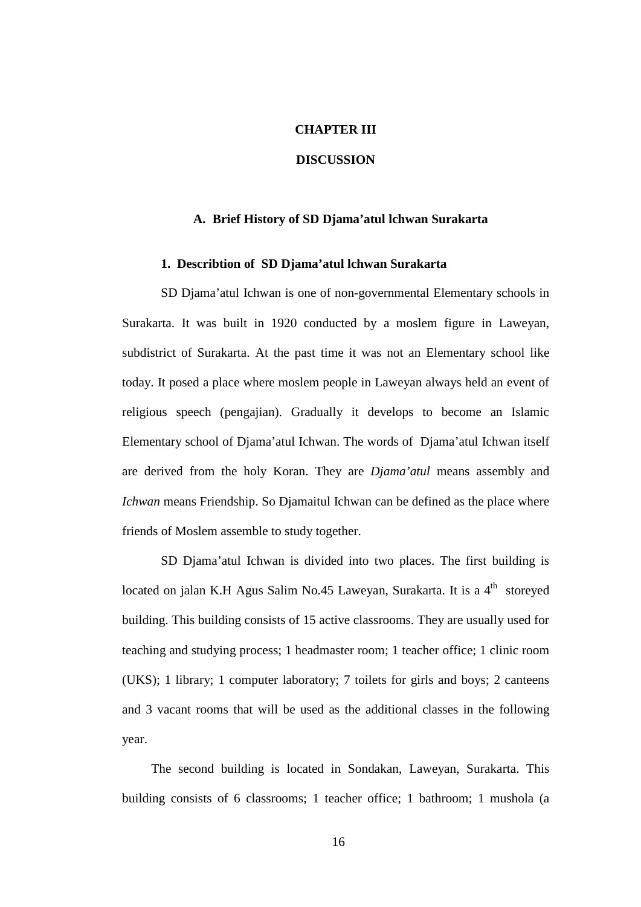# CHAPTER III

# DISCUSSION

## A. Brief History of SD Djama'atul lchwan Surakarta

### 1. Describtion of SD Djama'atul lchwan Surakarta

SD Djama'atul Ichwan is one of non-governmental Elementary schools in Surakarta. It was built in 1920 conducted by a moslem figure in Laweyan, subdistrict of Surakarta. At the past time it was not an Elementary school like today. It posed a place where moslem people in Laweyan always held an event of religious speech (pengajian). Gradually it develops to become an Islamic Elementary school of Djama'atul Ichwan. The words of Djama'atul Ichwan itself are derived from the holy Koran. They are *Djama'atul* means assembly and *Ichwan* means Friendship. So Djamaitul Ichwan can be defined as the place where friends of Moslem assemble to study together.

SD Djama'atul Ichwan is divided into two places. The first building is located on jalan K.H Agus Salim No.45 Laweyan, Surakarta. It is a $4^{th}$ storeyed building. This building consists of 15 active classrooms. They are usually used for teaching and studying process; 1 headmaster room; 1 teacher office; 1 clinic room (UKS); 1 library; 1 computer laboratory; 7 toilets for girls and boys; 2 canteens and 3 vacant rooms that will be used as the additional classes in the following year.

The second building is located in Sondakan, Laweyan, Surakarta. This building consists of 6 classrooms; 1 teacher office; 1 bathroom; 1 mushola (a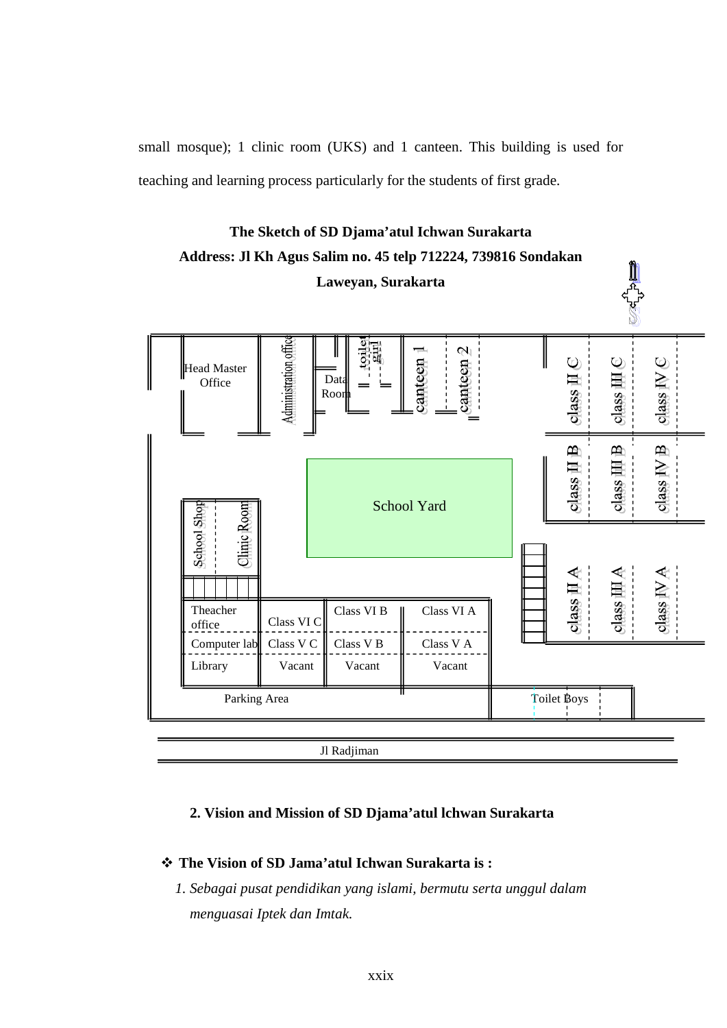small mosque); 1 clinic room (UKS) and 1 canteen. This building is used for teaching and learning process particularly for the students of first grade.

**The Sketch of SD Djama'atul Ichwan Surakarta**

**Address: Jl Kh Agus Salim no. 45 telp 712224, 739816 Sondakan Laweyan, Surakarta**

Head Master Office

Administration office

Data Room

toilet girl

canteen 1

canteen 2

class II C

class III C

class IV C

class II B

class III B

class IV B

School Yard

School Shop

Clinic Room

class II A

class III A

class IV A

| Theacher office | Class VI C | Class VI B | Class VI A |
| --- | --- | --- | --- |
| Computer lab | Class V C | Class V B | Class V A |
| Library | Vacant | Vacant | Vacant |

Parking Area

Toilet Boys

Jl Radjiman

### 2. Vision and Mission of SD Djama'atul lchwan Surakarta

- **The Vision of SD Jama'atul Ichwan Surakarta is :**
  1. *Sebagai pusat pendidikan yang islami, bermutu serta unggul dalam menguasai Iptek dan Imtak.*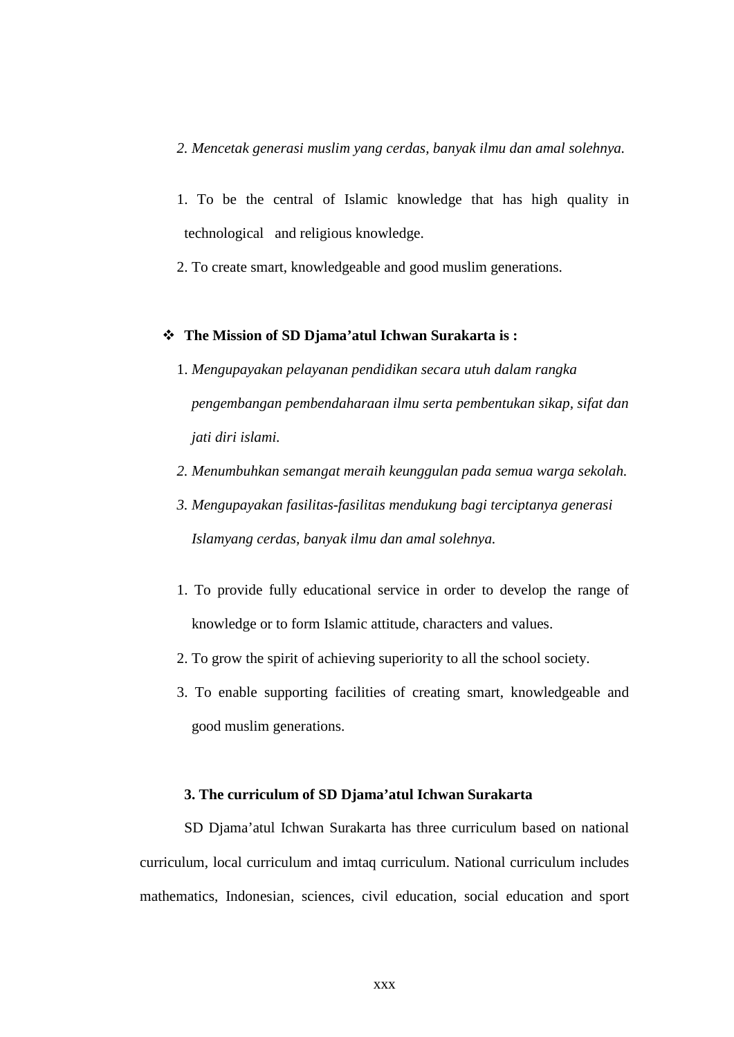*2. Mencetak generasi muslim yang cerdas, banyak ilmu dan amal solehnya.*

1. To be the central of Islamic knowledge that has high quality in technological and religious knowledge.
2. To create smart, knowledgeable and good muslim generations.

- **The Mission of SD Djama'atul Ichwan Surakarta is :**

1. *Mengupayakan pelayanan pendidikan secara utuh dalam rangka pengembangan pembendaharaan ilmu serta pembentukan sikap, sifat dan jati diri islami.*
2. *Menumbuhkan semangat meraih keunggulan pada semua warga sekolah.*
3. *Mengupayakan fasilitas-fasilitas mendukung bagi terciptanya generasi Islamyang cerdas, banyak ilmu dan amal solehnya.*

1. To provide fully educational service in order to develop the range of knowledge or to form Islamic attitude, characters and values.
2. To grow the spirit of achieving superiority to all the school society.
3. To enable supporting facilities of creating smart, knowledgeable and good muslim generations.

**3. The curriculum of SD Djama'atul Ichwan Surakarta**

SD Djama'atul Ichwan Surakarta has three curriculum based on national curriculum, local curriculum and imtaq curriculum. National curriculum includes mathematics, Indonesian, sciences, civil education, social education and sport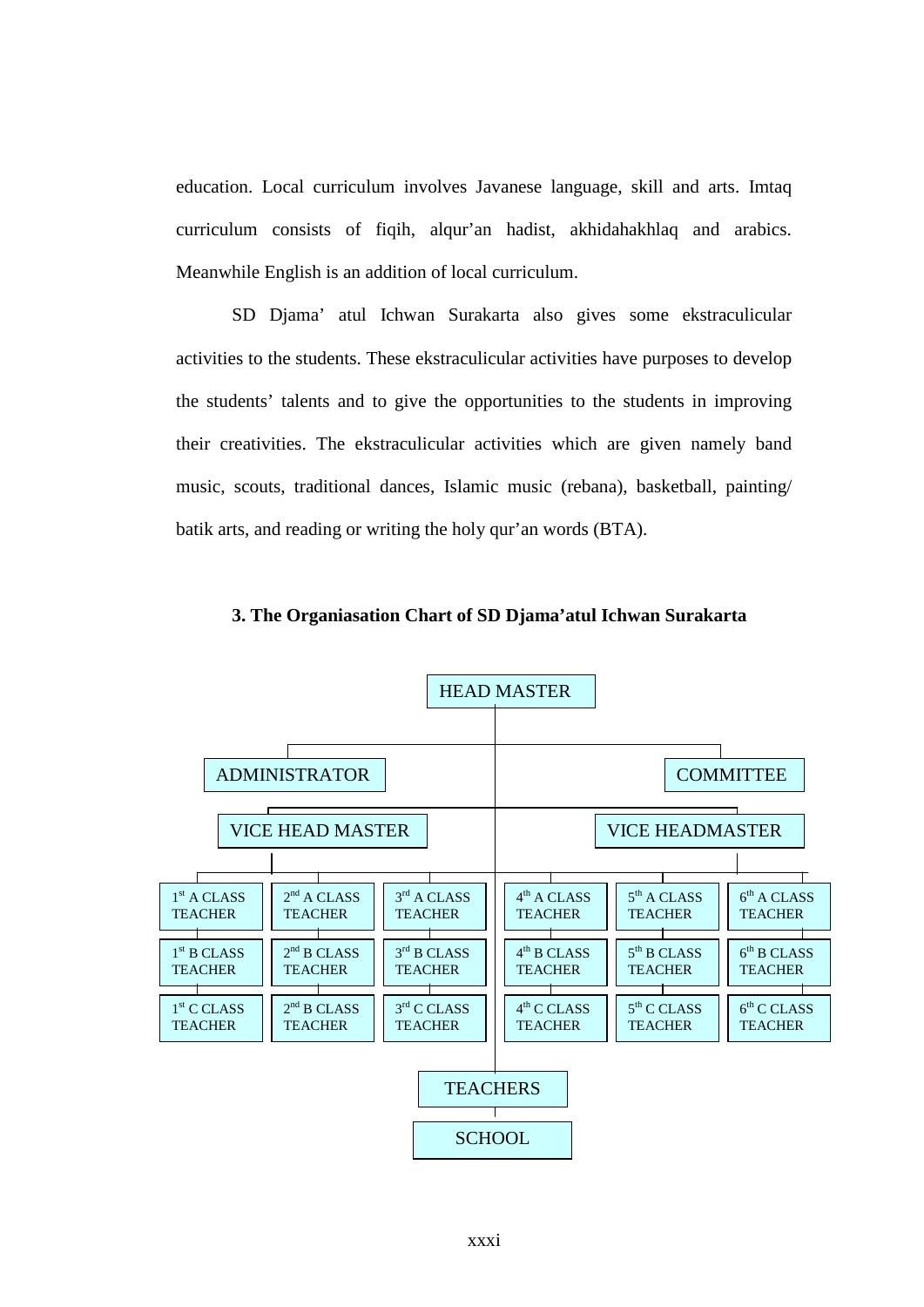education. Local curriculum involves Javanese language, skill and arts. Imtaq curriculum consists of fiqih, alqur'an hadist, akhidahakhlaq and arabics. Meanwhile English is an addition of local curriculum.

SD Djama' atul Ichwan Surakarta also gives some ekstraculicular activities to the students. These ekstraculicular activities have purposes to develop the students' talents and to give the opportunities to the students in improving their creativities. The ekstraculicular activities which are given namely band music, scouts, traditional dances, Islamic music (rebana), basketball, painting/ batik arts, and reading or writing the holy qur'an words (BTA).

### 3. The Organiasation Chart of SD Djama'atul Ichwan Surakarta

HEAD MASTER

ADMINISTRATOR | COMMITTEE

VICE HEAD MASTER | VICE HEADMASTER

| | | | | | |
|---|---|---|---|---|---|
| 1st A CLASS TEACHER | 2nd A CLASS TEACHER | 3rd A CLASS TEACHER | 4th A CLASS TEACHER | 5th A CLASS TEACHER | 6th A CLASS TEACHER |
| 1st B CLASS TEACHER | 2nd B CLASS TEACHER | 3rd B CLASS TEACHER | 4th B CLASS TEACHER | 5th B CLASS TEACHER | 6th B CLASS TEACHER |
| 1st C CLASS TEACHER | 2nd B CLASS TEACHER | 3rd C CLASS TEACHER | 4th C CLASS TEACHER | 5th C CLASS TEACHER | 6th C CLASS TEACHER |

TEACHERS

SCHOOL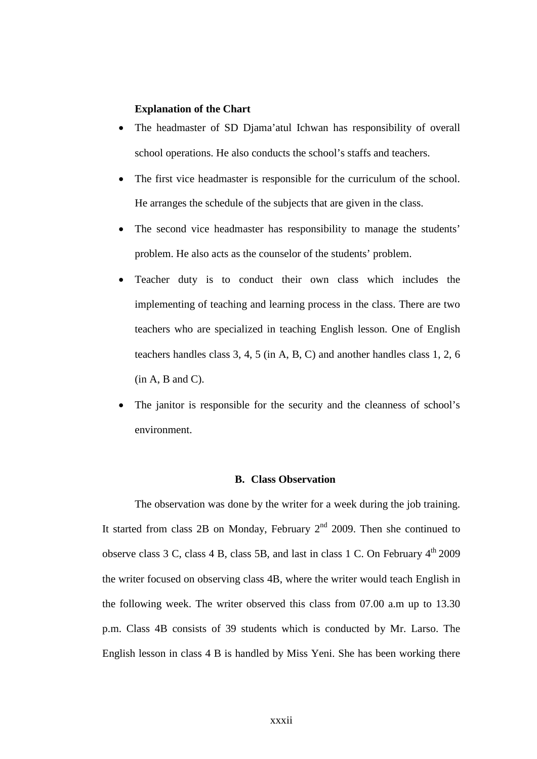**Explanation of the Chart**

- The headmaster of SD Djama'atul Ichwan has responsibility of overall school operations. He also conducts the school's staffs and teachers.
- The first vice headmaster is responsible for the curriculum of the school. He arranges the schedule of the subjects that are given in the class.
- The second vice headmaster has responsibility to manage the students' problem. He also acts as the counselor of the students' problem.
- Teacher duty is to conduct their own class which includes the implementing of teaching and learning process in the class. There are two teachers who are specialized in teaching English lesson. One of English teachers handles class 3, 4, 5 (in A, B, C) and another handles class 1, 2, 6 (in A, B and C).
- The janitor is responsible for the security and the cleanness of school's environment.

## B. Class Observation

The observation was done by the writer for a week during the job training. It started from class 2B on Monday, February 2nd 2009. Then she continued to observe class 3 C, class 4 B, class 5B, and last in class 1 C. On February 4th 2009 the writer focused on observing class 4B, where the writer would teach English in the following week. The writer observed this class from 07.00 a.m up to 13.30 p.m. Class 4B consists of 39 students which is conducted by Mr. Larso. The English lesson in class 4 B is handled by Miss Yeni. She has been working there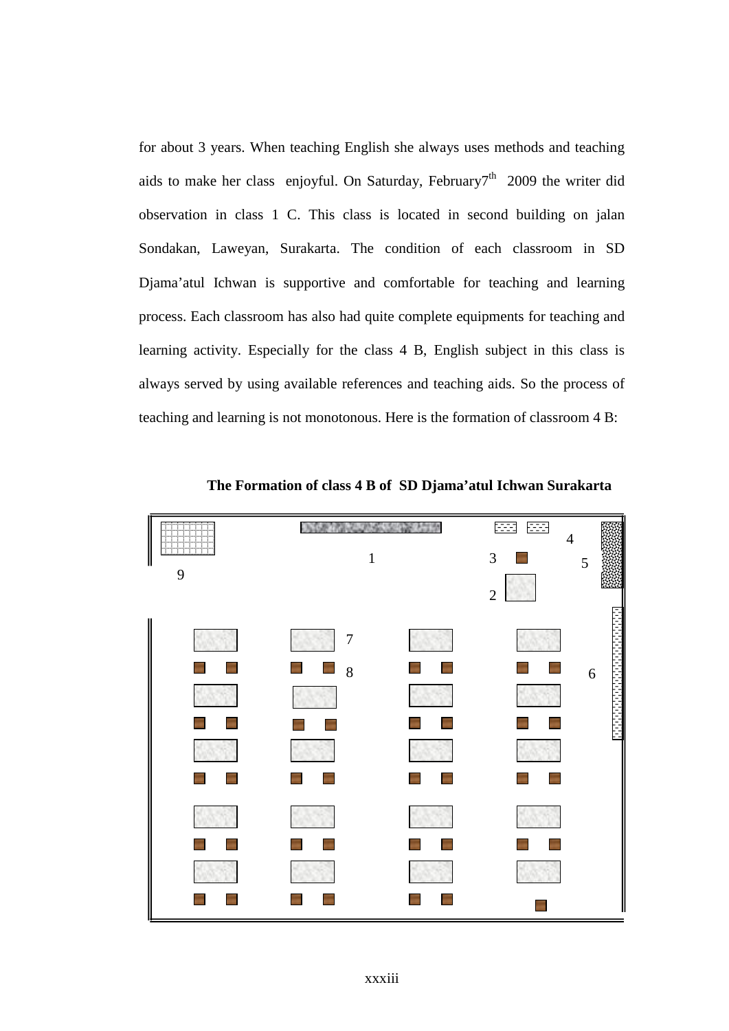for about 3 years. When teaching English she always uses methods and teaching aids to make her class enjoyful. On Saturday, February7th 2009 the writer did observation in class 1 C. This class is located in second building on jalan Sondakan, Laweyan, Surakarta. The condition of each classroom in SD Djama'atul Ichwan is supportive and comfortable for teaching and learning process. Each classroom has also had quite complete equipments for teaching and learning activity. Especially for the class 4 B, English subject in this class is always served by using available references and teaching aids. So the process of teaching and learning is not monotonous. Here is the formation of classroom 4 B:

**The Formation of class 4 B of SD Djama'atul Ichwan Surakarta**

9 1 3 4 5 2 7 8 6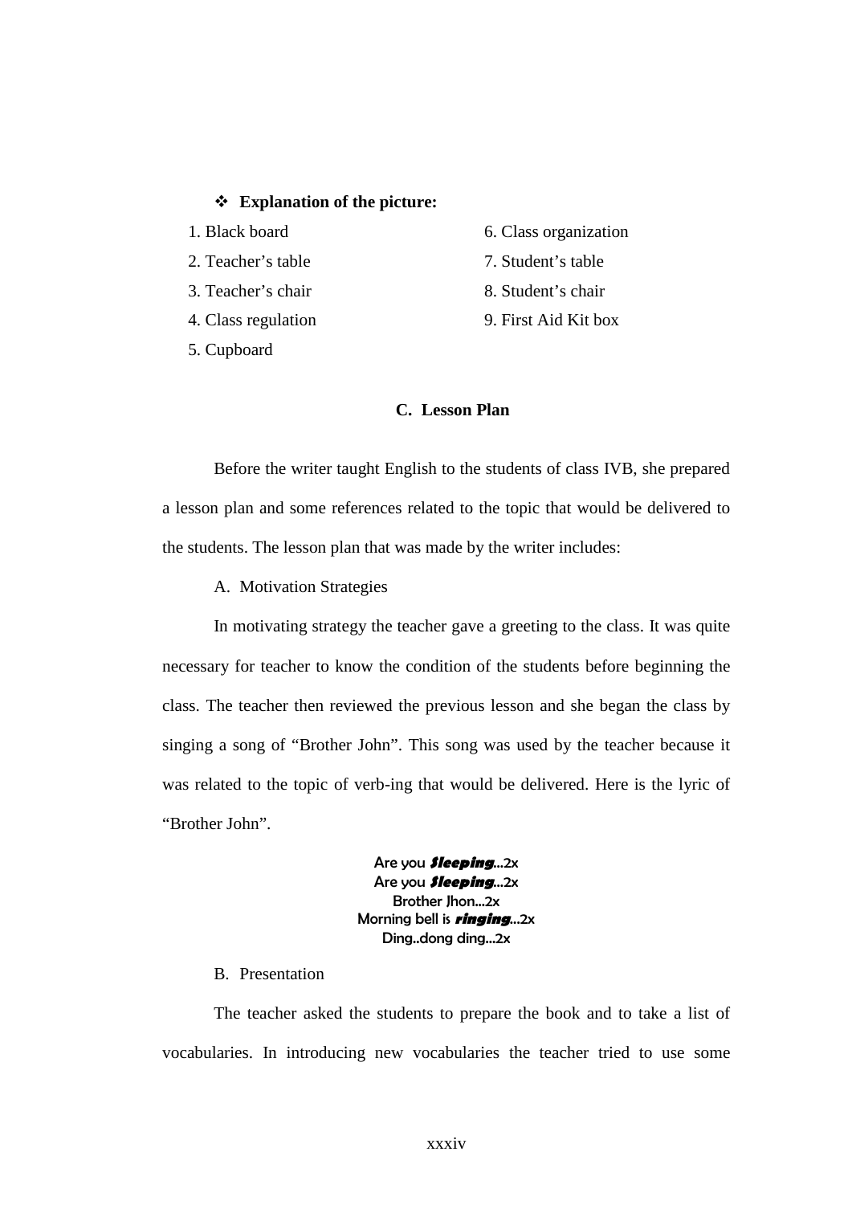❖ **Explanation of the picture:**

1. Black board
2. Teacher's table
3. Teacher's chair
4. Class regulation
5. Cupboard
6. Class organization
7. Student's table
8. Student's chair
9. First Aid Kit box

### C. Lesson Plan

Before the writer taught English to the students of class IVB, she prepared a lesson plan and some references related to the topic that would be delivered to the students. The lesson plan that was made by the writer includes:

A. Motivation Strategies

In motivating strategy the teacher gave a greeting to the class. It was quite necessary for teacher to know the condition of the students before beginning the class. The teacher then reviewed the previous lesson and she began the class by singing a song of "Brother John". This song was used by the teacher because it was related to the topic of verb-ing that would be delivered. Here is the lyric of "Brother John".

Are you ***Sleeping***...2x
Are you ***Sleeping***...2x
Brother Jhon...2x
Morning bell is ***ringing***...2x
Ding..dong ding...2x

B. Presentation

The teacher asked the students to prepare the book and to take a list of vocabularies. In introducing new vocabularies the teacher tried to use some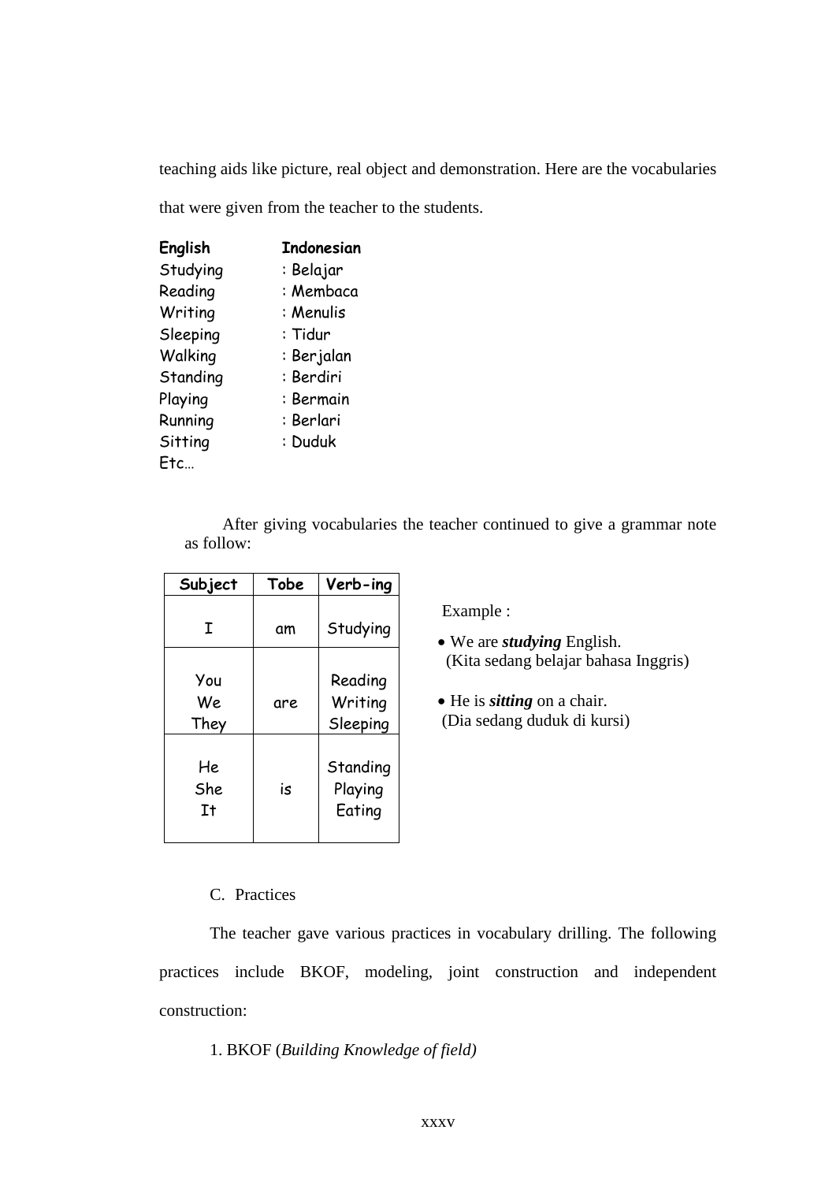teaching aids like picture, real object and demonstration. Here are the vocabularies that were given from the teacher to the students.

| **English** | **Indonesian** |
|---|---|
| Studying | : Belajar |
| Reading | : Membaca |
| Writing | : Menulis |
| Sleeping | : Tidur |
| Walking | : Berjalan |
| Standing | : Berdiri |
| Playing | : Bermain |
| Running | : Berlari |
| Sitting | : Duduk |
| Etc… | |

After giving vocabularies the teacher continued to give a grammar note as follow:

| Subject | Tobe | Verb-ing |
|---|---|---|
| I | am | Studying |
| You<br>We<br>They | are | Reading<br>Writing<br>Sleeping |
| He<br>She<br>It | is | Standing<br>Playing<br>Eating |

Example :

- We are ***studying*** English.
  (Kita sedang belajar bahasa Inggris)
- He is ***sitting*** on a chair.
  (Dia sedang duduk di kursi)

C. Practices

The teacher gave various practices in vocabulary drilling. The following practices include BKOF, modeling, joint construction and independent construction:

1. BKOF (*Building Knowledge of field)*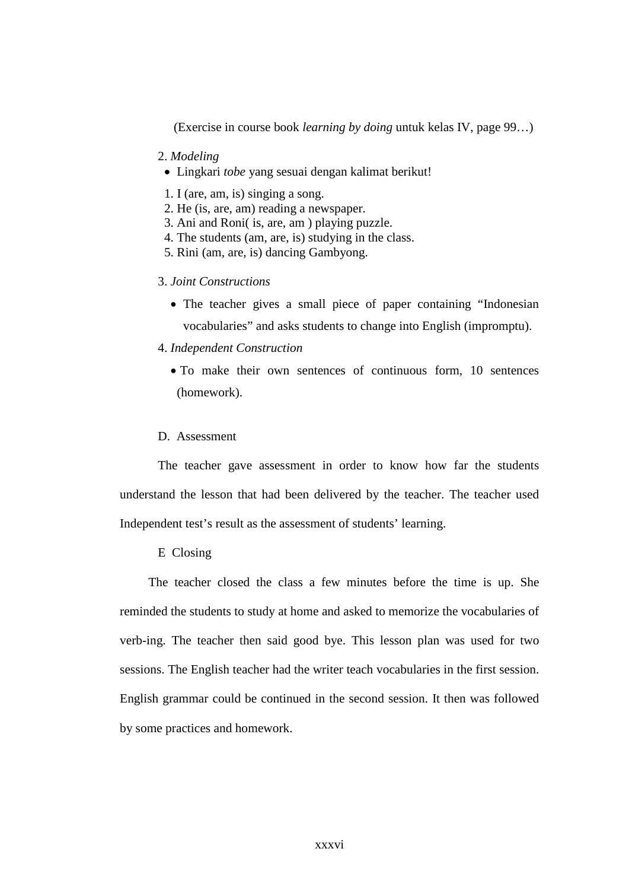(Exercise in course book *learning by doing* untuk kelas IV, page 99…)

2. *Modeling*

- Lingkari *tobe* yang sesuai dengan kalimat berikut!

1. I (are, am, is) singing a song.
2. He (is, are, am) reading a newspaper.
3. Ani and Roni( is, are, am ) playing puzzle.
4. The students (am, are, is) studying in the class.
5. Rini (am, are, is) dancing Gambyong.

3. *Joint Constructions*

- The teacher gives a small piece of paper containing "Indonesian vocabularies" and asks students to change into English (impromptu).

4. *Independent Construction*

- To make their own sentences of continuous form, 10 sentences (homework).

D. Assessment

The teacher gave assessment in order to know how far the students understand the lesson that had been delivered by the teacher. The teacher used Independent test's result as the assessment of students' learning.

E Closing

The teacher closed the class a few minutes before the time is up. She reminded the students to study at home and asked to memorize the vocabularies of verb-ing. The teacher then said good bye. This lesson plan was used for two sessions. The English teacher had the writer teach vocabularies in the first session. English grammar could be continued in the second session. It then was followed by some practices and homework.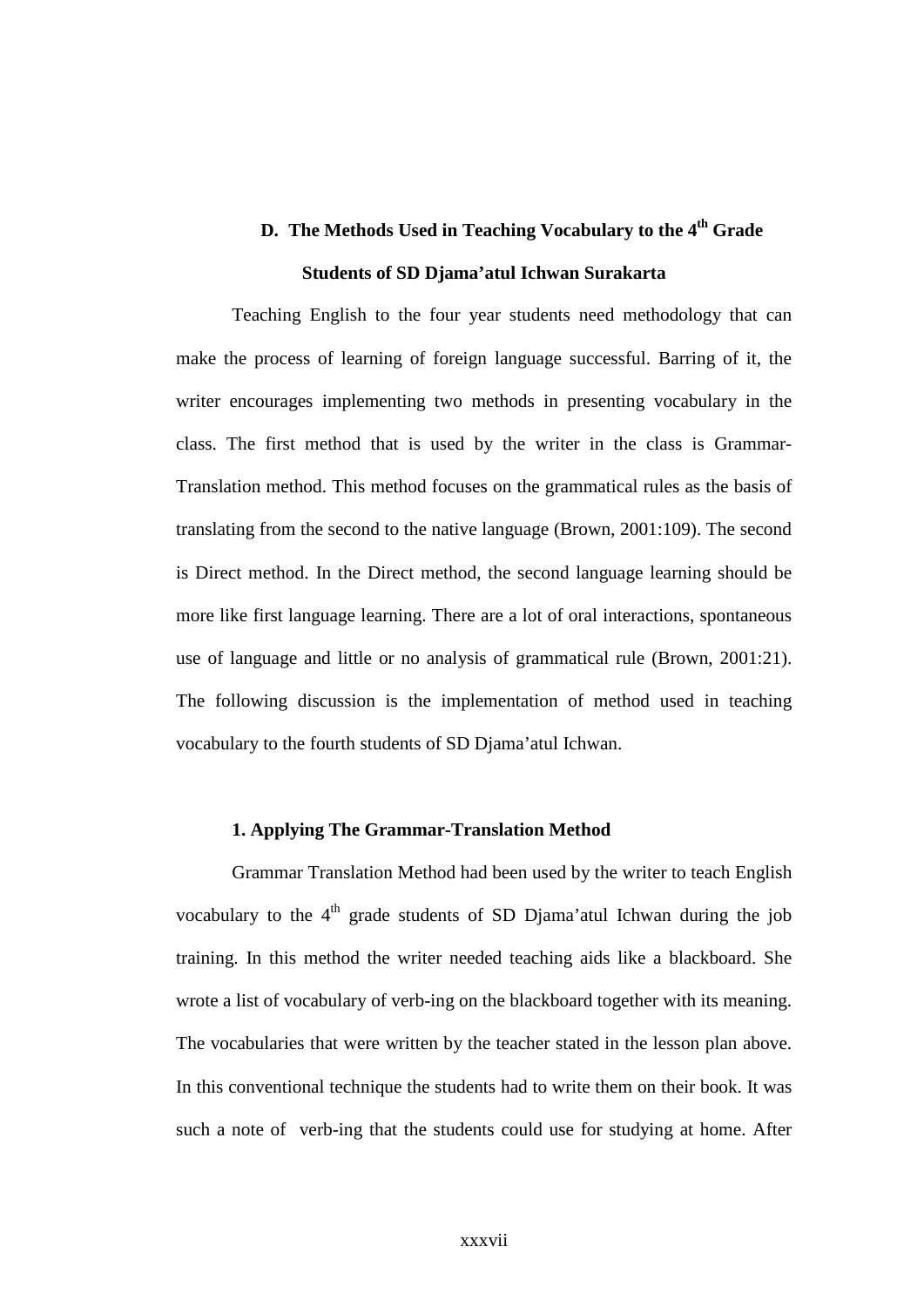## D. The Methods Used in Teaching Vocabulary to the 4th Grade Students of SD Djama'atul Ichwan Surakarta

Teaching English to the four year students need methodology that can make the process of learning of foreign language successful. Barring of it, the writer encourages implementing two methods in presenting vocabulary in the class. The first method that is used by the writer in the class is Grammar-Translation method. This method focuses on the grammatical rules as the basis of translating from the second to the native language (Brown, 2001:109). The second is Direct method. In the Direct method, the second language learning should be more like first language learning. There are a lot of oral interactions, spontaneous use of language and little or no analysis of grammatical rule (Brown, 2001:21). The following discussion is the implementation of method used in teaching vocabulary to the fourth students of SD Djama'atul Ichwan.

### 1. Applying The Grammar-Translation Method

Grammar Translation Method had been used by the writer to teach English vocabulary to the 4th grade students of SD Djama'atul Ichwan during the job training. In this method the writer needed teaching aids like a blackboard. She wrote a list of vocabulary of verb-ing on the blackboard together with its meaning. The vocabularies that were written by the teacher stated in the lesson plan above. In this conventional technique the students had to write them on their book. It was such a note of verb-ing that the students could use for studying at home. After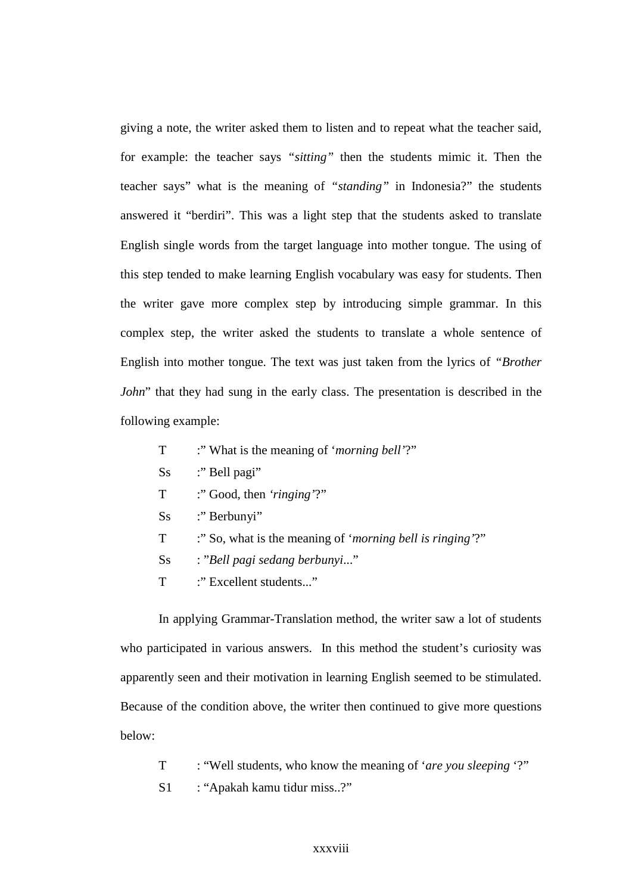giving a note, the writer asked them to listen and to repeat what the teacher said, for example: the teacher says *"sitting"* then the students mimic it. Then the teacher says" what is the meaning of *"standing"* in Indonesia?" the students answered it "berdiri". This was a light step that the students asked to translate English single words from the target language into mother tongue. The using of this step tended to make learning English vocabulary was easy for students. Then the writer gave more complex step by introducing simple grammar. In this complex step, the writer asked the students to translate a whole sentence of English into mother tongue. The text was just taken from the lyrics of "*Brother John*" that they had sung in the early class. The presentation is described in the following example:

T :" What is the meaning of '*morning bell'*?"
Ss :" Bell pagi"
T :" Good, then *'ringing'*?"
Ss :" Berbunyi"
T :" So, what is the meaning of '*morning bell is ringing'*?"
Ss : "*Bell pagi sedang berbunyi*..."
T :" Excellent students..."

In applying Grammar-Translation method, the writer saw a lot of students who participated in various answers. In this method the student's curiosity was apparently seen and their motivation in learning English seemed to be stimulated. Because of the condition above, the writer then continued to give more questions below:

T : "Well students, who know the meaning of '*are you sleeping* '?"
S1 : "Apakah kamu tidur miss..?"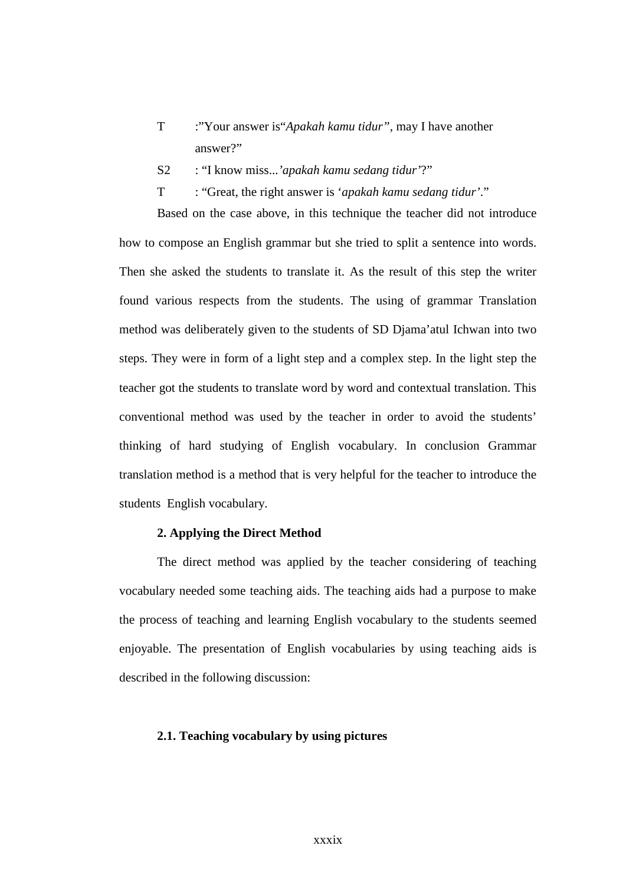T :"Your answer is"*Apakah kamu tidur"*, may I have another answer?"

S2 : "I know miss...*'apakah kamu sedang tidur'*?"

T : "Great, the right answer is '*apakah kamu sedang tidur'*."

Based on the case above, in this technique the teacher did not introduce how to compose an English grammar but she tried to split a sentence into words. Then she asked the students to translate it. As the result of this step the writer found various respects from the students. The using of grammar Translation method was deliberately given to the students of SD Djama'atul Ichwan into two steps. They were in form of a light step and a complex step. In the light step the teacher got the students to translate word by word and contextual translation. This conventional method was used by the teacher in order to avoid the students' thinking of hard studying of English vocabulary. In conclusion Grammar translation method is a method that is very helpful for the teacher to introduce the students English vocabulary.

**2. Applying the Direct Method**

The direct method was applied by the teacher considering of teaching vocabulary needed some teaching aids. The teaching aids had a purpose to make the process of teaching and learning English vocabulary to the students seemed enjoyable. The presentation of English vocabularies by using teaching aids is described in the following discussion:

**2.1. Teaching vocabulary by using pictures**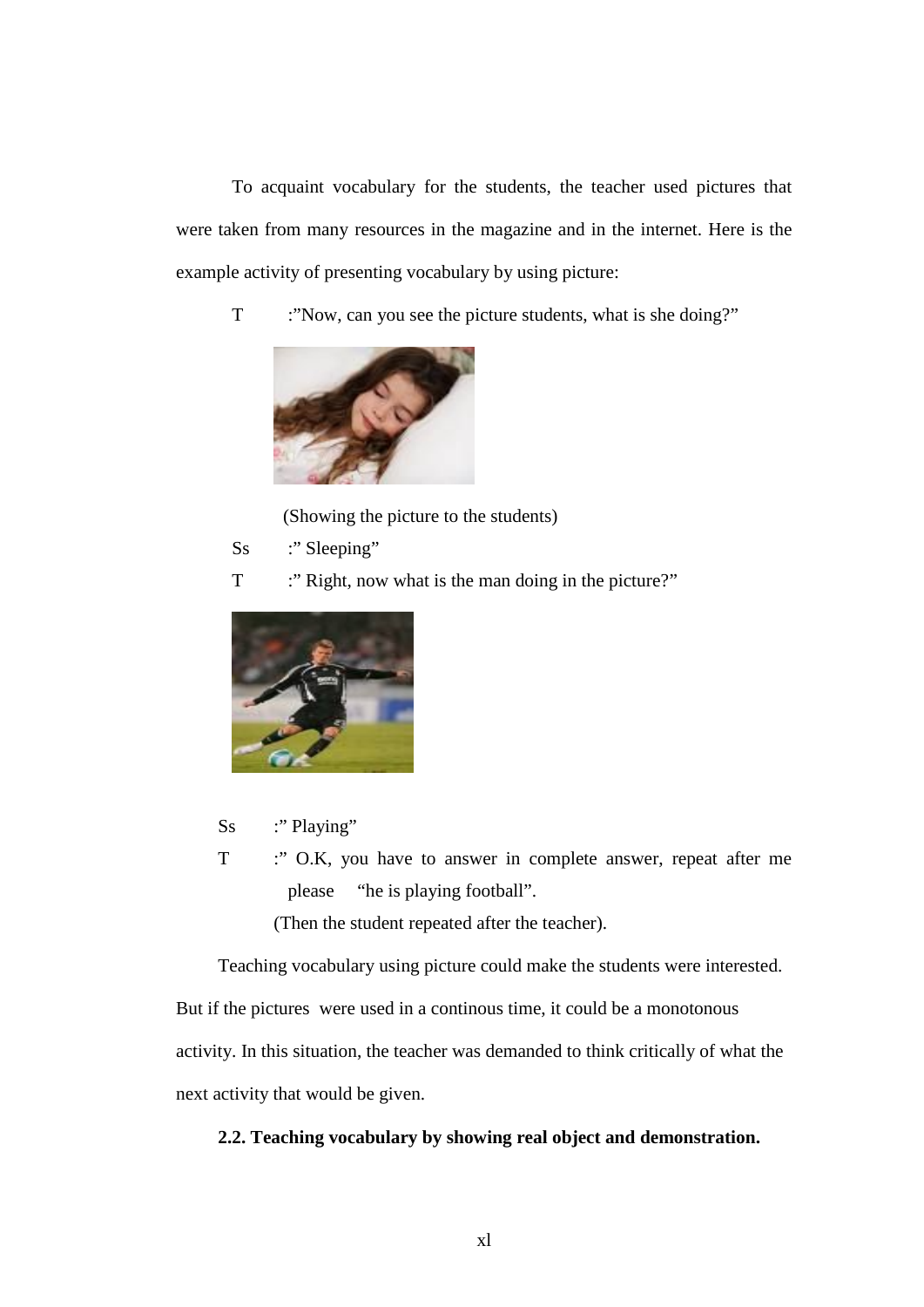To acquaint vocabulary for the students, the teacher used pictures that were taken from many resources in the magazine and in the internet. Here is the example activity of presenting vocabulary by using picture:

T :"Now, can you see the picture students, what is she doing?"

(Showing the picture to the students)

Ss :" Sleeping"

T :" Right, now what is the man doing in the picture?"

Ss :" Playing"

T :" O.K, you have to answer in complete answer, repeat after me please "he is playing football".

(Then the student repeated after the teacher).

Teaching vocabulary using picture could make the students were interested. But if the pictures were used in a continous time, it could be a monotonous activity. In this situation, the teacher was demanded to think critically of what the next activity that would be given.

**2.2. Teaching vocabulary by showing real object and demonstration.**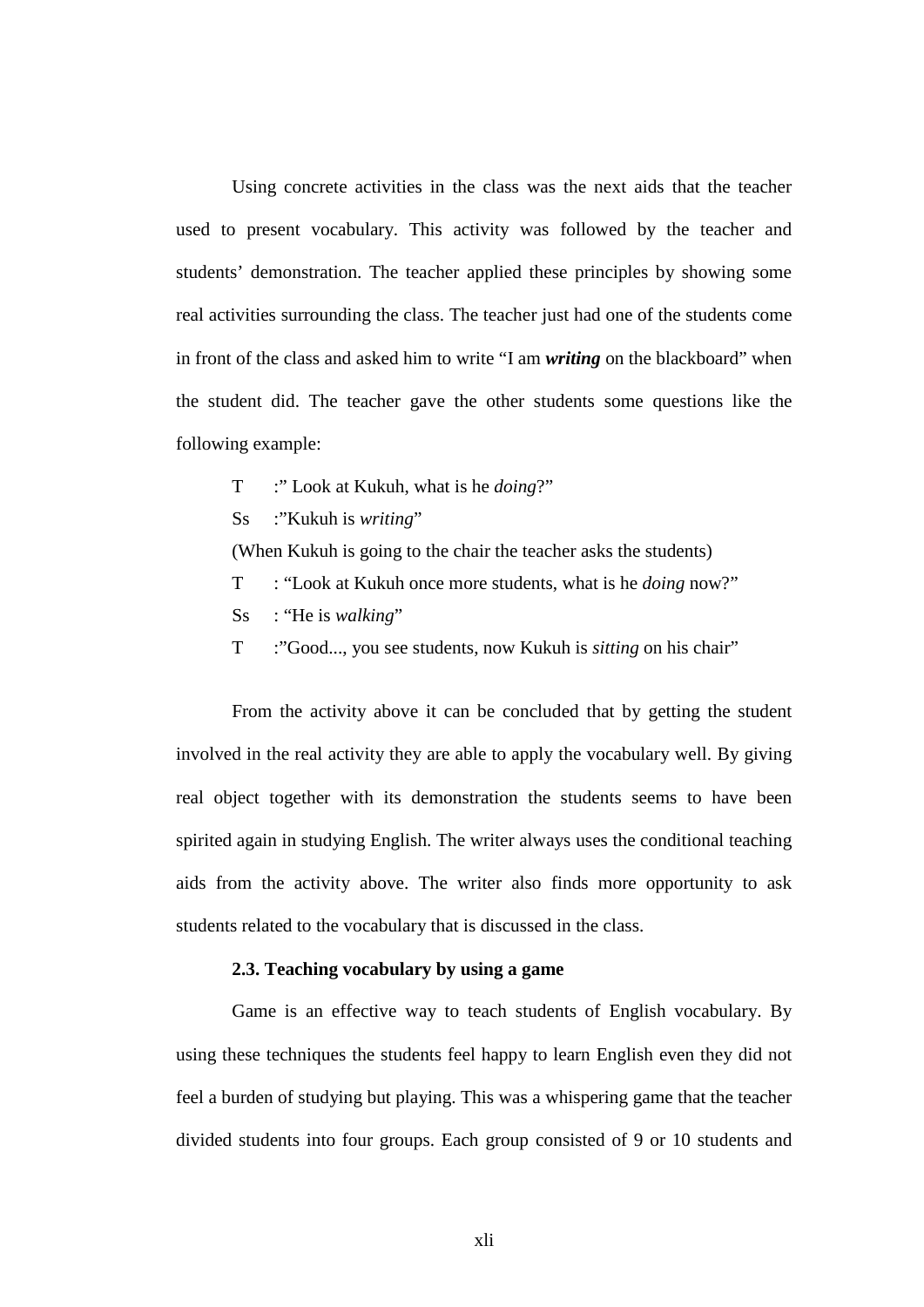Using concrete activities in the class was the next aids that the teacher used to present vocabulary. This activity was followed by the teacher and students' demonstration. The teacher applied these principles by showing some real activities surrounding the class. The teacher just had one of the students come in front of the class and asked him to write "I am ***writing*** on the blackboard" when the student did. The teacher gave the other students some questions like the following example:

T :" Look at Kukuh, what is he *doing*?"

Ss :"Kukuh is *writing*"

(When Kukuh is going to the chair the teacher asks the students)

T : "Look at Kukuh once more students, what is he *doing* now?"

Ss : "He is *walking*"

T :"Good..., you see students, now Kukuh is *sitting* on his chair"

From the activity above it can be concluded that by getting the student involved in the real activity they are able to apply the vocabulary well. By giving real object together with its demonstration the students seems to have been spirited again in studying English. The writer always uses the conditional teaching aids from the activity above. The writer also finds more opportunity to ask students related to the vocabulary that is discussed in the class.

**2.3. Teaching vocabulary by using a game**

Game is an effective way to teach students of English vocabulary. By using these techniques the students feel happy to learn English even they did not feel a burden of studying but playing. This was a whispering game that the teacher divided students into four groups. Each group consisted of 9 or 10 students and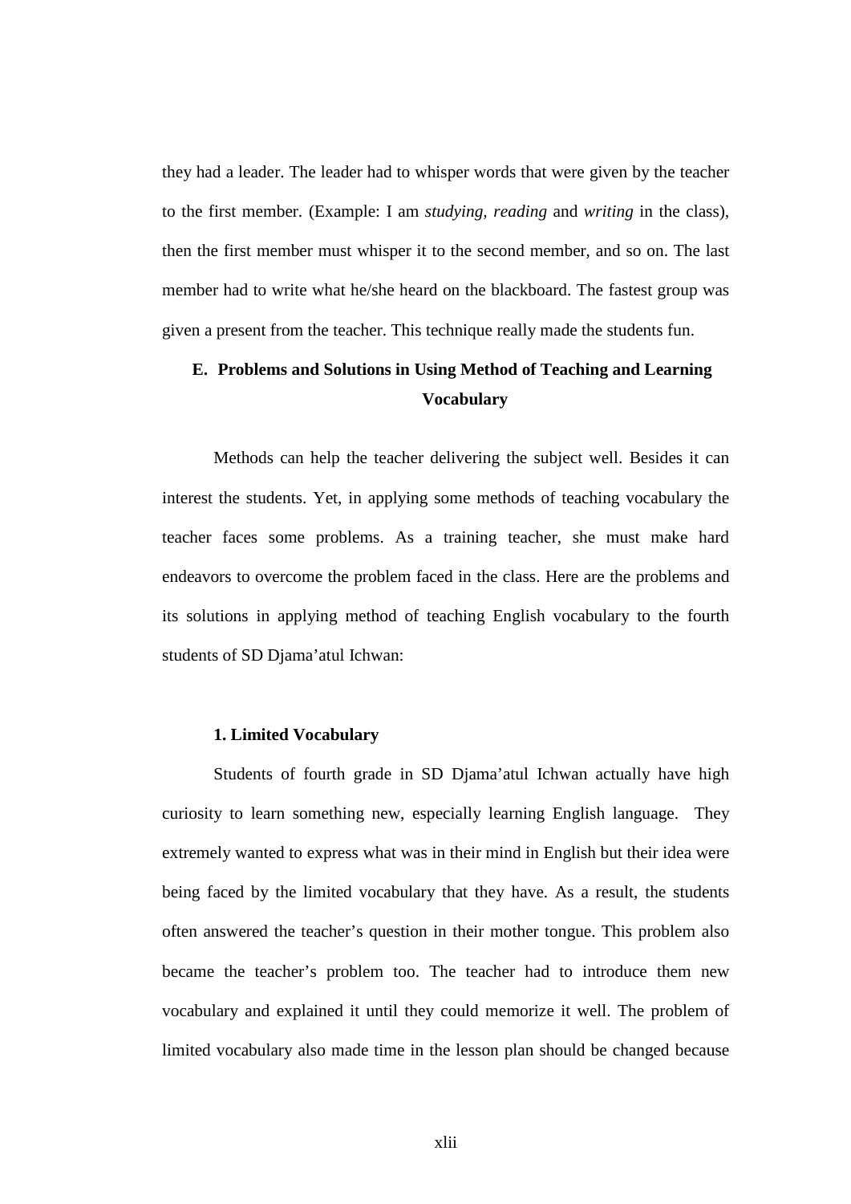they had a leader. The leader had to whisper words that were given by the teacher to the first member. (Example: I am *studying, reading* and *writing* in the class), then the first member must whisper it to the second member, and so on. The last member had to write what he/she heard on the blackboard. The fastest group was given a present from the teacher. This technique really made the students fun.

## E. Problems and Solutions in Using Method of Teaching and Learning Vocabulary

Methods can help the teacher delivering the subject well. Besides it can interest the students. Yet, in applying some methods of teaching vocabulary the teacher faces some problems. As a training teacher, she must make hard endeavors to overcome the problem faced in the class. Here are the problems and its solutions in applying method of teaching English vocabulary to the fourth students of SD Djama'atul Ichwan:

### 1. Limited Vocabulary

Students of fourth grade in SD Djama'atul Ichwan actually have high curiosity to learn something new, especially learning English language. They extremely wanted to express what was in their mind in English but their idea were being faced by the limited vocabulary that they have. As a result, the students often answered the teacher's question in their mother tongue. This problem also became the teacher's problem too. The teacher had to introduce them new vocabulary and explained it until they could memorize it well. The problem of limited vocabulary also made time in the lesson plan should be changed because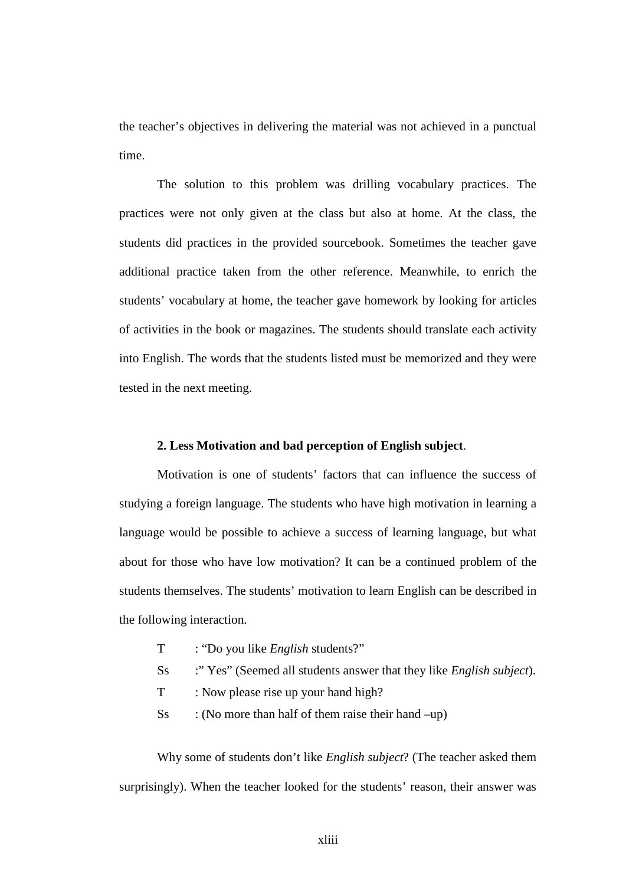the teacher's objectives in delivering the material was not achieved in a punctual time.

The solution to this problem was drilling vocabulary practices. The practices were not only given at the class but also at home. At the class, the students did practices in the provided sourcebook. Sometimes the teacher gave additional practice taken from the other reference. Meanwhile, to enrich the students' vocabulary at home, the teacher gave homework by looking for articles of activities in the book or magazines. The students should translate each activity into English. The words that the students listed must be memorized and they were tested in the next meeting.

**2. Less Motivation and bad perception of English subject**.

Motivation is one of students' factors that can influence the success of studying a foreign language. The students who have high motivation in learning a language would be possible to achieve a success of learning language, but what about for those who have low motivation? It can be a continued problem of the students themselves. The students' motivation to learn English can be described in the following interaction.

T : "Do you like *English* students?"

Ss :" Yes" (Seemed all students answer that they like *English subject*).

T : Now please rise up your hand high?

Ss : (No more than half of them raise their hand –up)

Why some of students don't like *English subject*? (The teacher asked them surprisingly). When the teacher looked for the students' reason, their answer was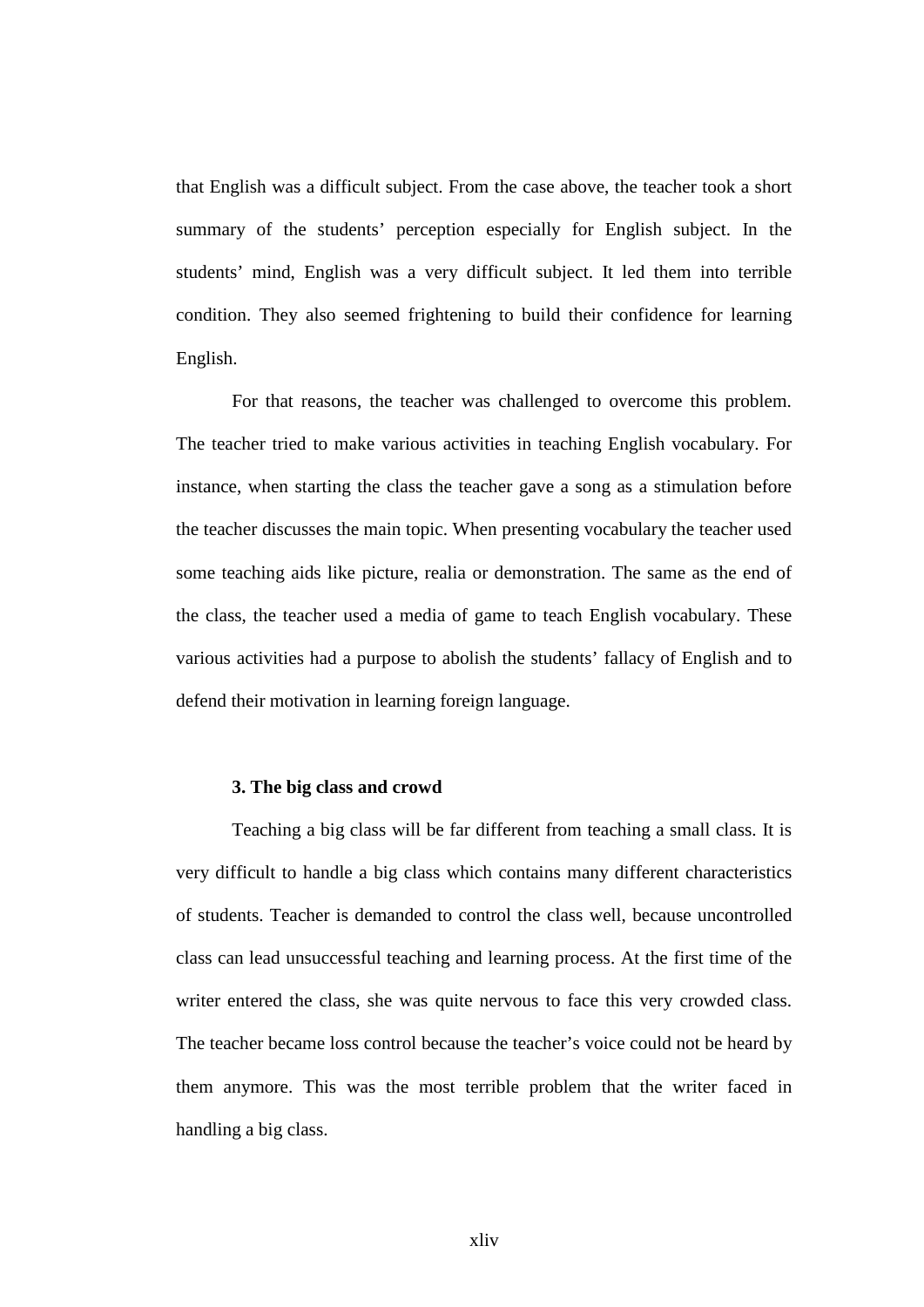that English was a difficult subject. From the case above, the teacher took a short summary of the students' perception especially for English subject. In the students' mind, English was a very difficult subject. It led them into terrible condition. They also seemed frightening to build their confidence for learning English.

For that reasons, the teacher was challenged to overcome this problem. The teacher tried to make various activities in teaching English vocabulary. For instance, when starting the class the teacher gave a song as a stimulation before the teacher discusses the main topic. When presenting vocabulary the teacher used some teaching aids like picture, realia or demonstration. The same as the end of the class, the teacher used a media of game to teach English vocabulary. These various activities had a purpose to abolish the students' fallacy of English and to defend their motivation in learning foreign language.

**3. The big class and crowd**

Teaching a big class will be far different from teaching a small class. It is very difficult to handle a big class which contains many different characteristics of students. Teacher is demanded to control the class well, because uncontrolled class can lead unsuccessful teaching and learning process. At the first time of the writer entered the class, she was quite nervous to face this very crowded class. The teacher became loss control because the teacher's voice could not be heard by them anymore. This was the most terrible problem that the writer faced in handling a big class.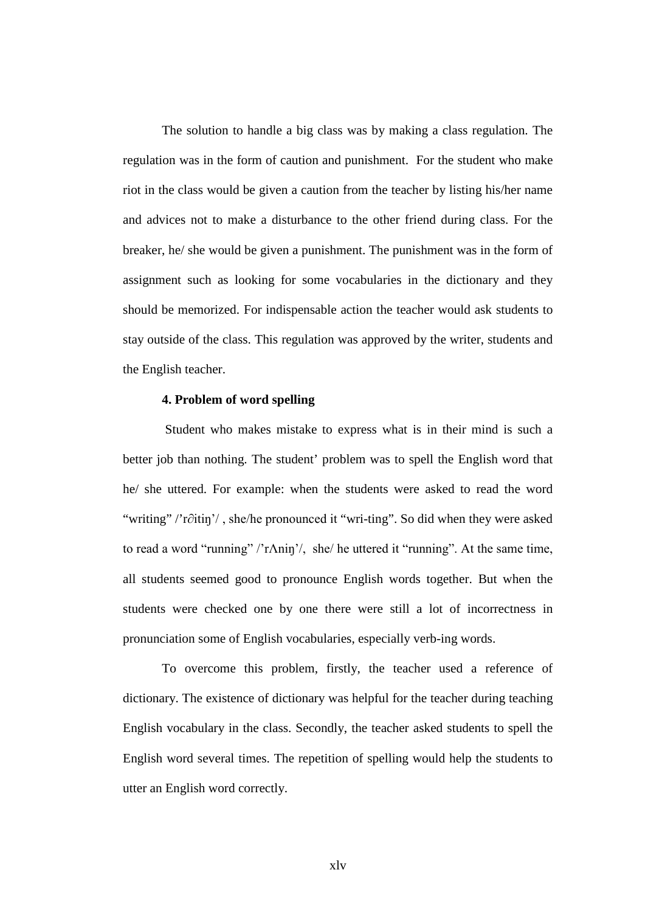The solution to handle a big class was by making a class regulation. The regulation was in the form of caution and punishment. For the student who make riot in the class would be given a caution from the teacher by listing his/her name and advices not to make a disturbance to the other friend during class. For the breaker, he/ she would be given a punishment. The punishment was in the form of assignment such as looking for some vocabularies in the dictionary and they should be memorized. For indispensable action the teacher would ask students to stay outside of the class. This regulation was approved by the writer, students and the English teacher.

**4. Problem of word spelling**

Student who makes mistake to express what is in their mind is such a better job than nothing. The student' problem was to spell the English word that he/ she uttered. For example: when the students were asked to read the word "writing" /'r∂itiŋ'/ , she/he pronounced it "wri-ting". So did when they were asked to read a word "running" /'rΛniŋ'/, she/ he uttered it "running". At the same time, all students seemed good to pronounce English words together. But when the students were checked one by one there were still a lot of incorrectness in pronunciation some of English vocabularies, especially verb-ing words.

To overcome this problem, firstly, the teacher used a reference of dictionary. The existence of dictionary was helpful for the teacher during teaching English vocabulary in the class. Secondly, the teacher asked students to spell the English word several times. The repetition of spelling would help the students to utter an English word correctly.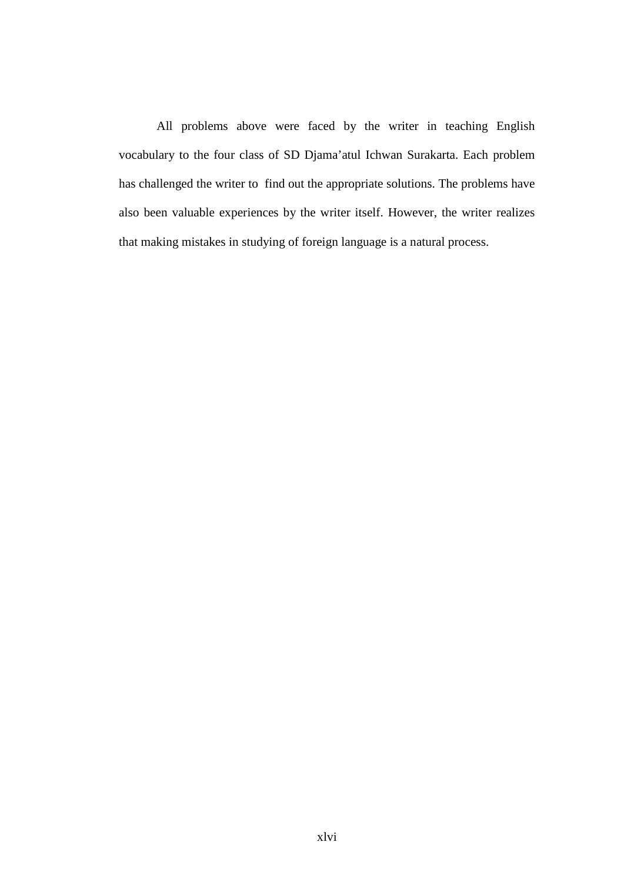All problems above were faced by the writer in teaching English vocabulary to the four class of SD Djama'atul Ichwan Surakarta. Each problem has challenged the writer to find out the appropriate solutions. The problems have also been valuable experiences by the writer itself. However, the writer realizes that making mistakes in studying of foreign language is a natural process.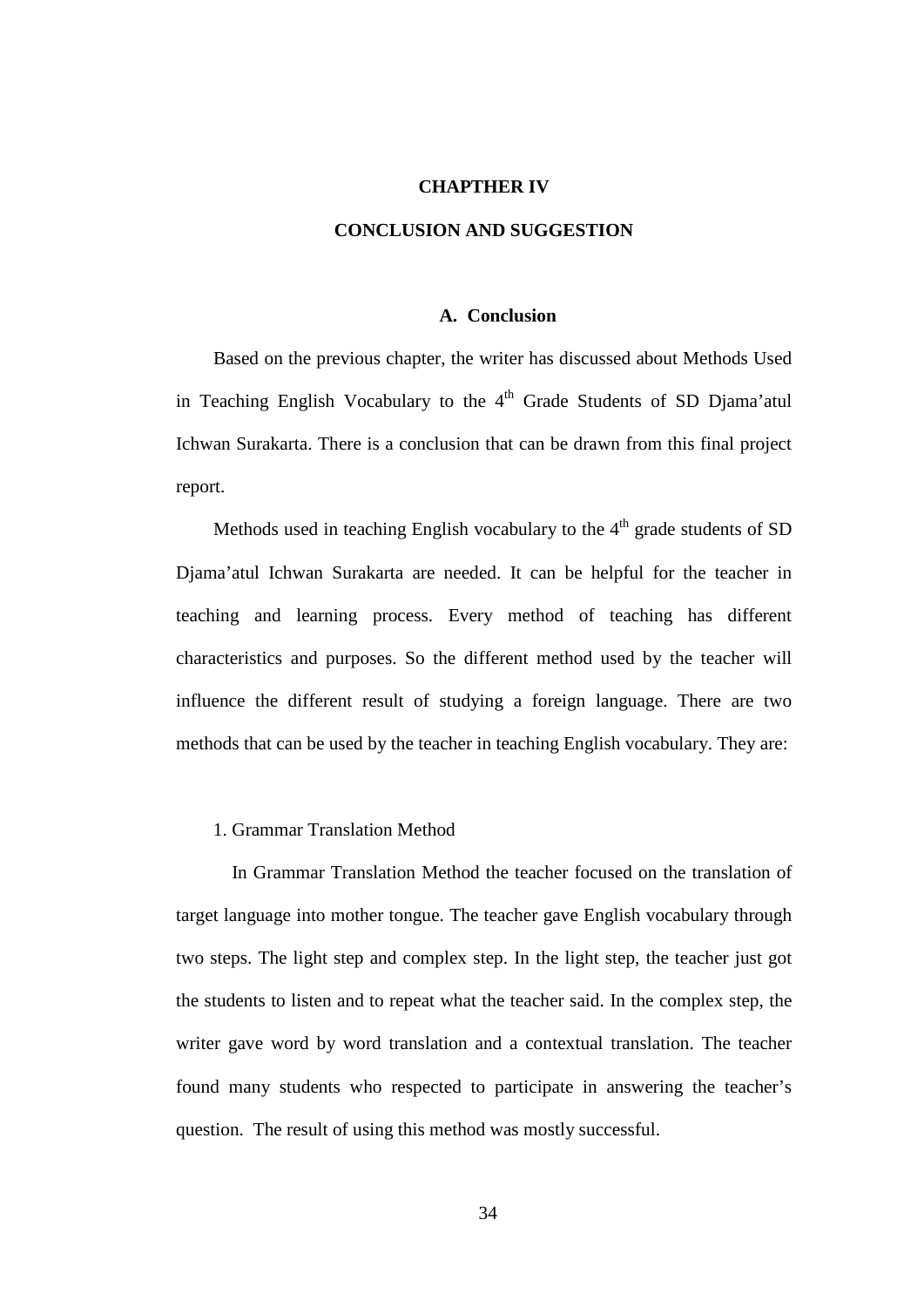# CHAPTHER IV

# CONCLUSION AND SUGGESTION

## A. Conclusion

Based on the previous chapter, the writer has discussed about Methods Used in Teaching English Vocabulary to the 4th Grade Students of SD Djama'atul Ichwan Surakarta. There is a conclusion that can be drawn from this final project report.

Methods used in teaching English vocabulary to the 4th grade students of SD Djama'atul Ichwan Surakarta are needed. It can be helpful for the teacher in teaching and learning process. Every method of teaching has different characteristics and purposes. So the different method used by the teacher will influence the different result of studying a foreign language. There are two methods that can be used by the teacher in teaching English vocabulary. They are:

1. Grammar Translation Method

In Grammar Translation Method the teacher focused on the translation of target language into mother tongue. The teacher gave English vocabulary through two steps. The light step and complex step. In the light step, the teacher just got the students to listen and to repeat what the teacher said. In the complex step, the writer gave word by word translation and a contextual translation. The teacher found many students who respected to participate in answering the teacher's question. The result of using this method was mostly successful.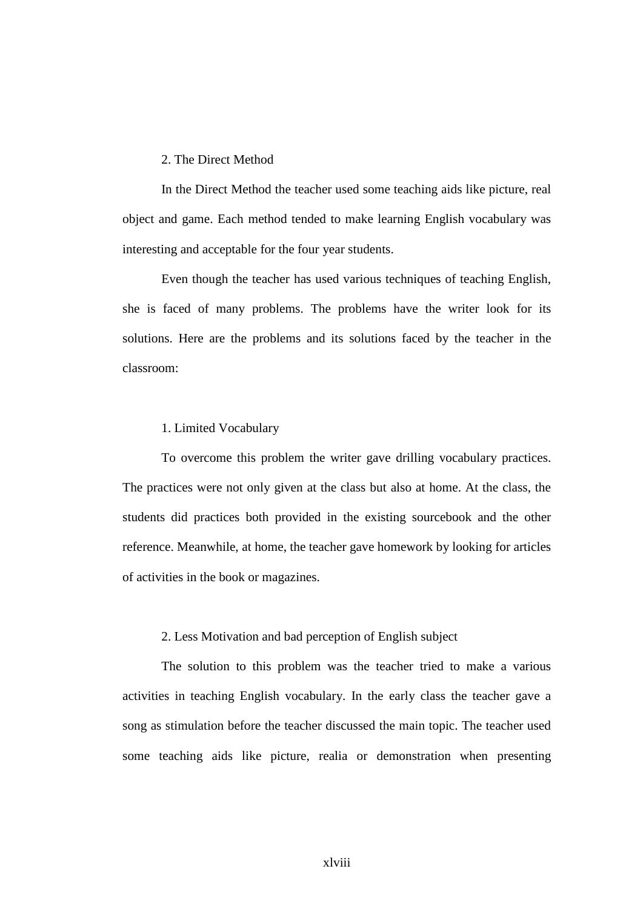2. The Direct Method

In the Direct Method the teacher used some teaching aids like picture, real object and game. Each method tended to make learning English vocabulary was interesting and acceptable for the four year students.

Even though the teacher has used various techniques of teaching English, she is faced of many problems. The problems have the writer look for its solutions. Here are the problems and its solutions faced by the teacher in the classroom:

1. Limited Vocabulary

To overcome this problem the writer gave drilling vocabulary practices. The practices were not only given at the class but also at home. At the class, the students did practices both provided in the existing sourcebook and the other reference. Meanwhile, at home, the teacher gave homework by looking for articles of activities in the book or magazines.

2. Less Motivation and bad perception of English subject

The solution to this problem was the teacher tried to make a various activities in teaching English vocabulary. In the early class the teacher gave a song as stimulation before the teacher discussed the main topic. The teacher used some teaching aids like picture, realia or demonstration when presenting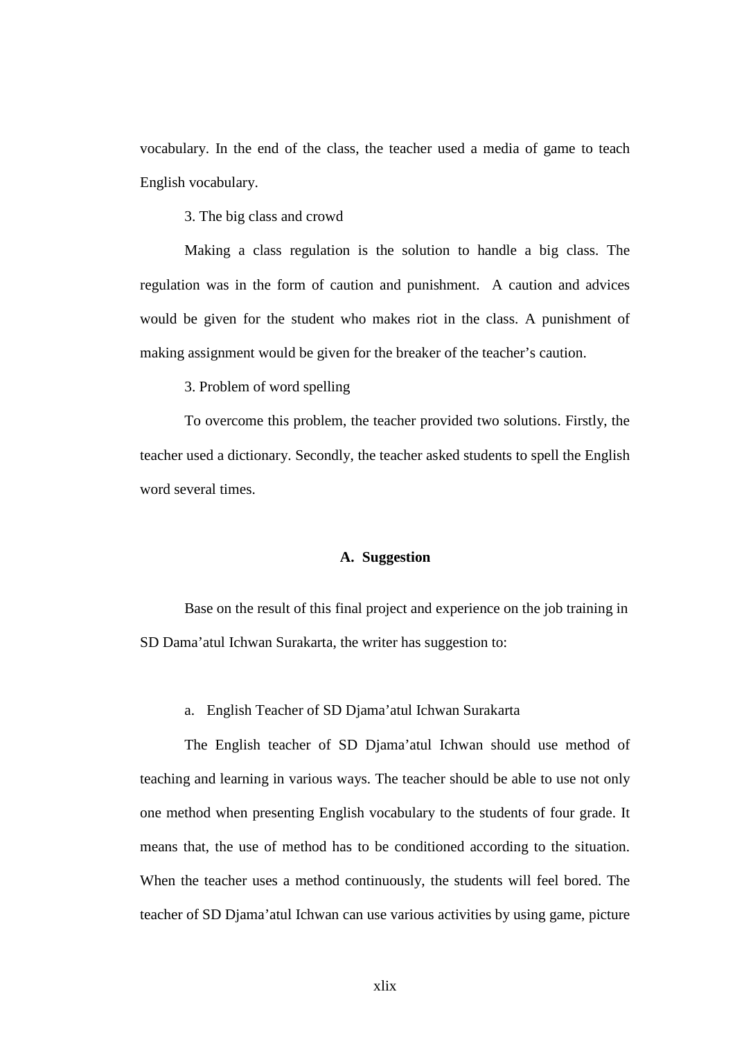vocabulary. In the end of the class, the teacher used a media of game to teach English vocabulary.

3. The big class and crowd

Making a class regulation is the solution to handle a big class. The regulation was in the form of caution and punishment. A caution and advices would be given for the student who makes riot in the class. A punishment of making assignment would be given for the breaker of the teacher's caution.

3. Problem of word spelling

To overcome this problem, the teacher provided two solutions. Firstly, the teacher used a dictionary. Secondly, the teacher asked students to spell the English word several times.

## A. Suggestion

Base on the result of this final project and experience on the job training in SD Dama'atul Ichwan Surakarta, the writer has suggestion to:

a. English Teacher of SD Djama'atul Ichwan Surakarta

The English teacher of SD Djama'atul Ichwan should use method of teaching and learning in various ways. The teacher should be able to use not only one method when presenting English vocabulary to the students of four grade. It means that, the use of method has to be conditioned according to the situation. When the teacher uses a method continuously, the students will feel bored. The teacher of SD Djama'atul Ichwan can use various activities by using game, picture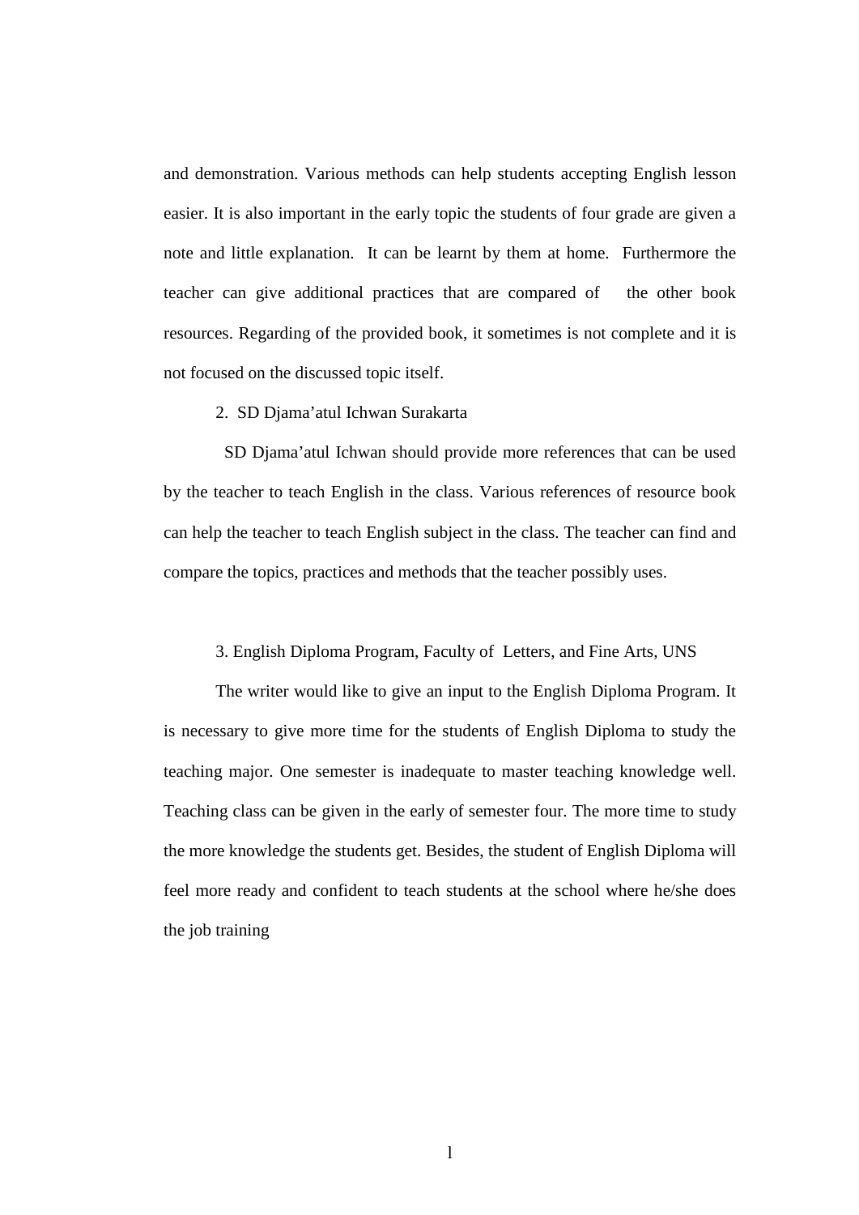and demonstration. Various methods can help students accepting English lesson easier. It is also important in the early topic the students of four grade are given a note and little explanation. It can be learnt by them at home. Furthermore the teacher can give additional practices that are compared of the other book resources. Regarding of the provided book, it sometimes is not complete and it is not focused on the discussed topic itself.

2. SD Djama'atul Ichwan Surakarta

SD Djama'atul Ichwan should provide more references that can be used by the teacher to teach English in the class. Various references of resource book can help the teacher to teach English subject in the class. The teacher can find and compare the topics, practices and methods that the teacher possibly uses.

3. English Diploma Program, Faculty of Letters, and Fine Arts, UNS

The writer would like to give an input to the English Diploma Program. It is necessary to give more time for the students of English Diploma to study the teaching major. One semester is inadequate to master teaching knowledge well. Teaching class can be given in the early of semester four. The more time to study the more knowledge the students get. Besides, the student of English Diploma will feel more ready and confident to teach students at the school where he/she does the job training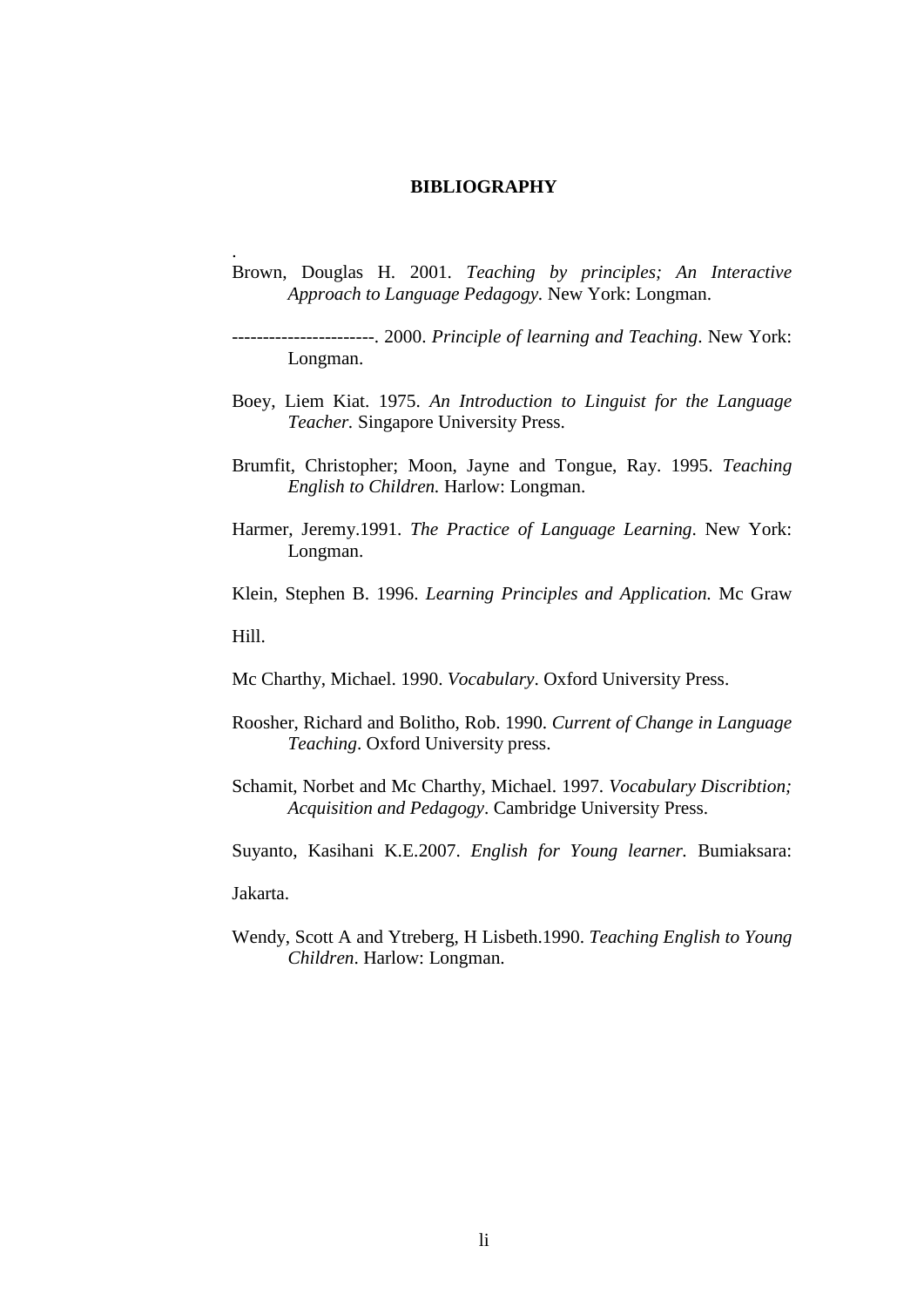**BIBLIOGRAPHY**

.

Brown, Douglas H. 2001. *Teaching by principles; An Interactive Approach to Language Pedagogy*. New York: Longman.

----------------------. 2000. *Principle of learning and Teaching*. New York: Longman.

Boey, Liem Kiat. 1975. *An Introduction to Linguist for the Language Teacher.* Singapore University Press.

Brumfit, Christopher; Moon, Jayne and Tongue, Ray. 1995. *Teaching English to Children.* Harlow: Longman.

Harmer, Jeremy.1991. *The Practice of Language Learning*. New York: Longman.

Klein, Stephen B. 1996. *Learning Principles and Application.* Mc Graw

Hill.

Mc Charthy, Michael. 1990. *Vocabulary*. Oxford University Press.

Roosher, Richard and Bolitho, Rob. 1990. *Current of Change in Language Teaching*. Oxford University press.

Schamit, Norbet and Mc Charthy, Michael. 1997. *Vocabulary Discribtion; Acquisition and Pedagogy*. Cambridge University Press.

Suyanto, Kasihani K.E.2007. *English for Young learner.* Bumiaksara:

Jakarta.

Wendy, Scott A and Ytreberg, H Lisbeth.1990. *Teaching English to Young Children*. Harlow: Longman.